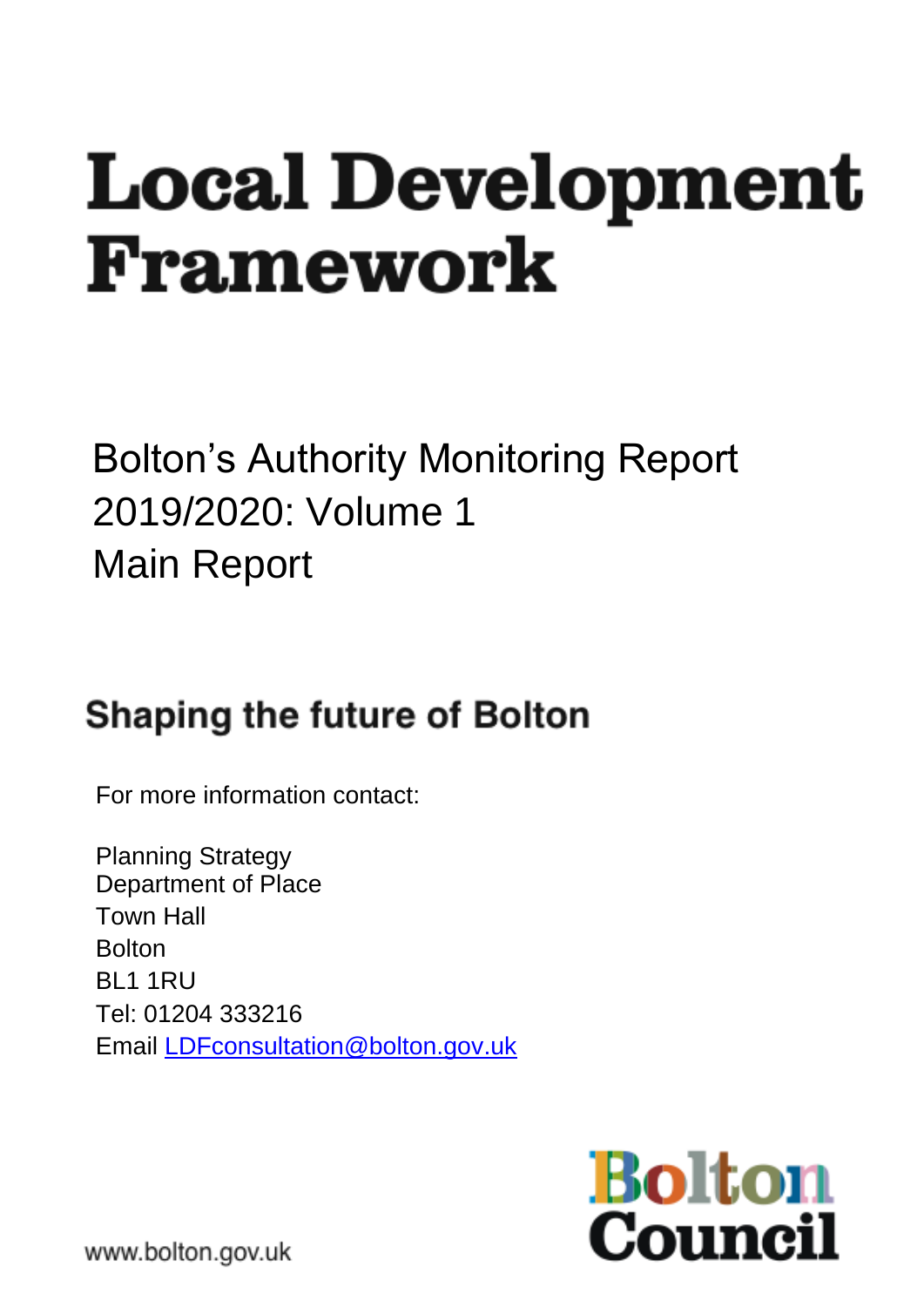# Local Development Framework

## Bolton's Authority Monitoring Report 2019/2020: Volume 1 Main Report

**Shaping the future of Bolton**

For more information contact:

Planning Strategy
Department of Place
Town Hall
Bolton
BL1 1RU
Tel: 01204 333216
Email LDFconsultation@bolton.gov.uk

Bolton Council

www.bolton.gov.uk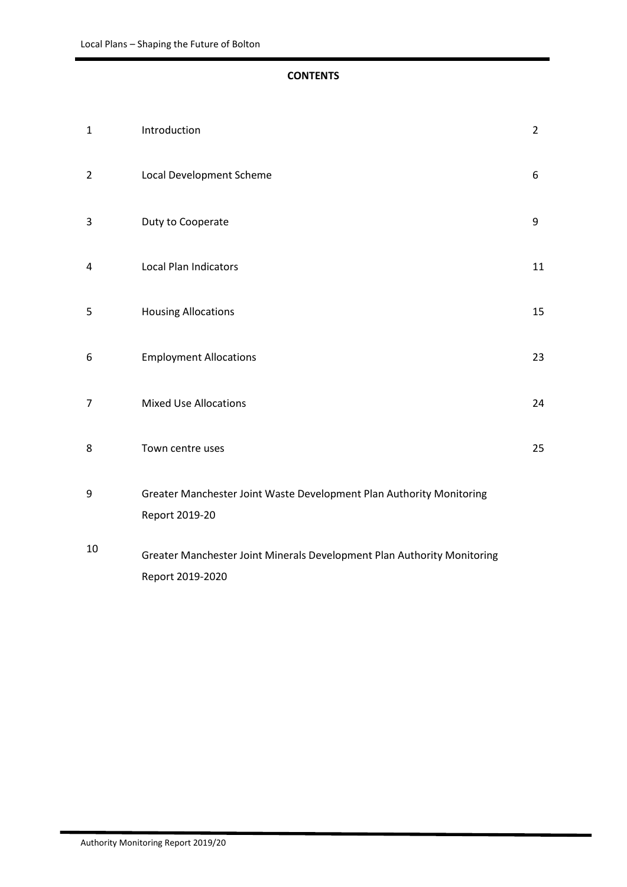**CONTENTS**

| | | |
|---|---|---|
| 1 | Introduction | 2 |
| 2 | Local Development Scheme | 6 |
| 3 | Duty to Cooperate | 9 |
| 4 | Local Plan Indicators | 11 |
| 5 | Housing Allocations | 15 |
| 6 | Employment Allocations | 23 |
| 7 | Mixed Use Allocations | 24 |
| 8 | Town centre uses | 25 |
| 9 | Greater Manchester Joint Waste Development Plan Authority Monitoring Report 2019-20 | |
| 10 | Greater Manchester Joint Minerals Development Plan Authority Monitoring Report 2019-2020 | |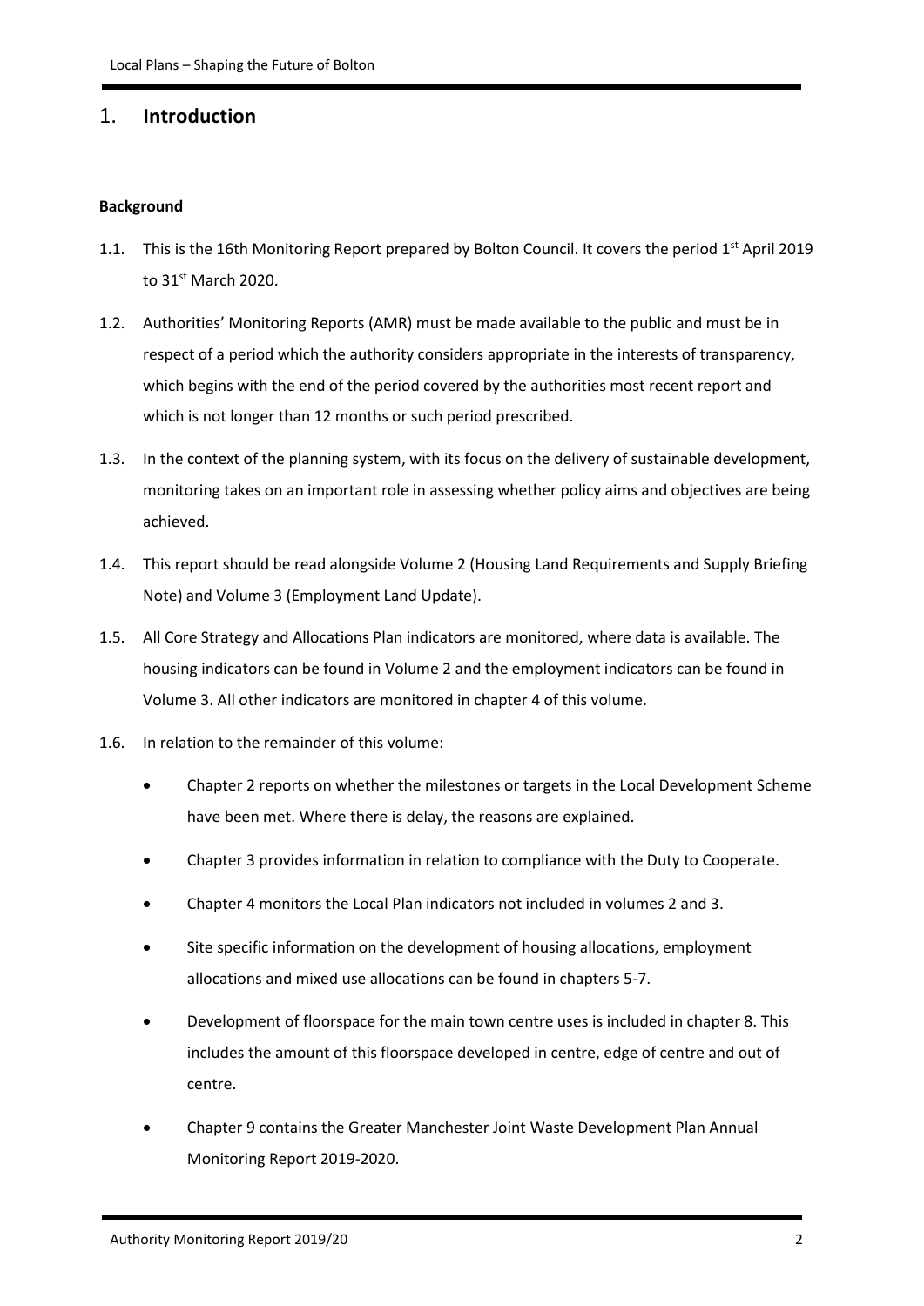# 1. Introduction

**Background**

1.1. This is the 16th Monitoring Report prepared by Bolton Council. It covers the period 1st April 2019 to 31st March 2020.

1.2. Authorities' Monitoring Reports (AMR) must be made available to the public and must be in respect of a period which the authority considers appropriate in the interests of transparency, which begins with the end of the period covered by the authorities most recent report and which is not longer than 12 months or such period prescribed.

1.3. In the context of the planning system, with its focus on the delivery of sustainable development, monitoring takes on an important role in assessing whether policy aims and objectives are being achieved.

1.4. This report should be read alongside Volume 2 (Housing Land Requirements and Supply Briefing Note) and Volume 3 (Employment Land Update).

1.5. All Core Strategy and Allocations Plan indicators are monitored, where data is available. The housing indicators can be found in Volume 2 and the employment indicators can be found in Volume 3. All other indicators are monitored in chapter 4 of this volume.

1.6. In relation to the remainder of this volume:

- Chapter 2 reports on whether the milestones or targets in the Local Development Scheme have been met. Where there is delay, the reasons are explained.
- Chapter 3 provides information in relation to compliance with the Duty to Cooperate.
- Chapter 4 monitors the Local Plan indicators not included in volumes 2 and 3.
- Site specific information on the development of housing allocations, employment allocations and mixed use allocations can be found in chapters 5-7.
- Development of floorspace for the main town centre uses is included in chapter 8. This includes the amount of this floorspace developed in centre, edge of centre and out of centre.
- Chapter 9 contains the Greater Manchester Joint Waste Development Plan Annual Monitoring Report 2019-2020.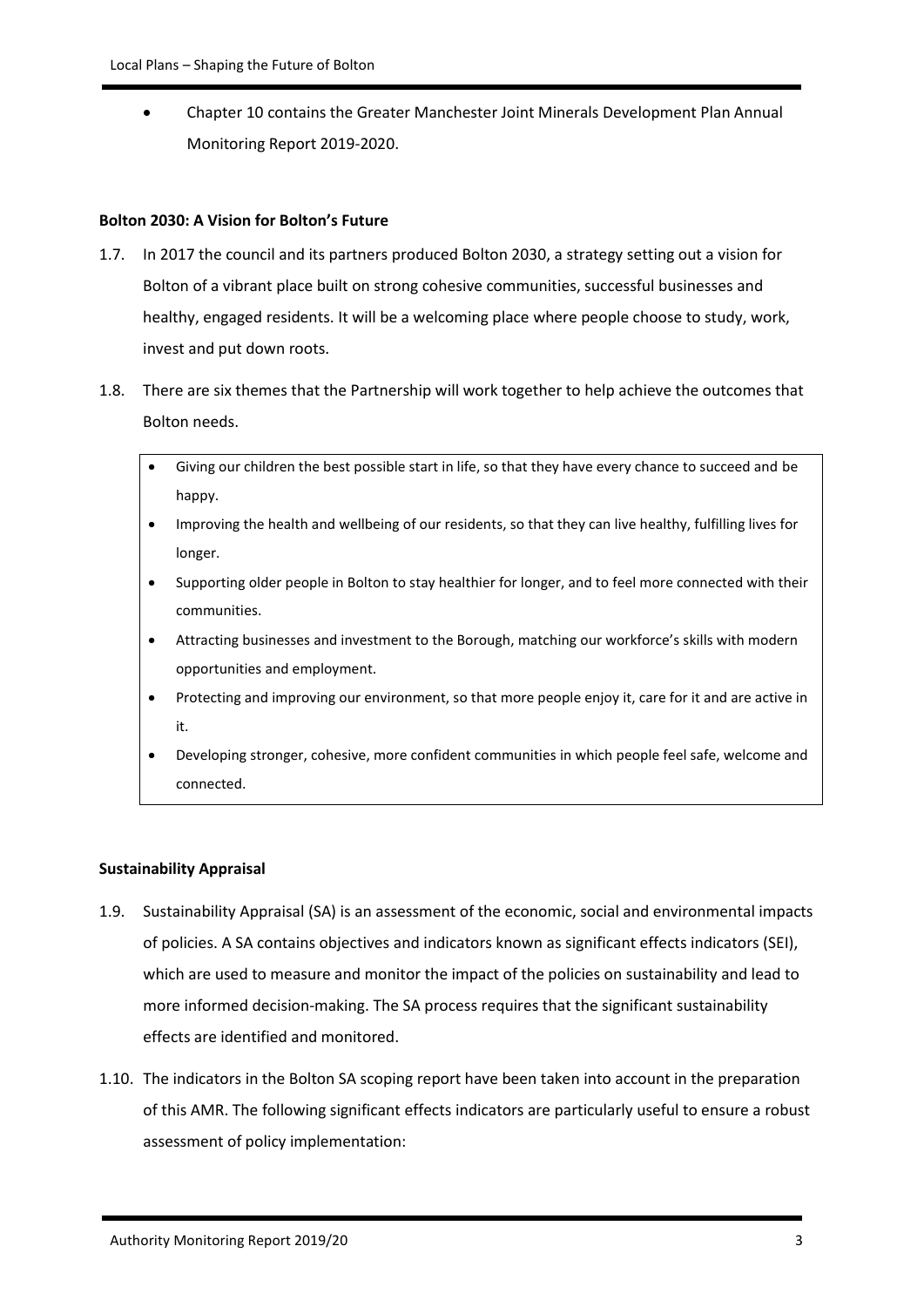- Chapter 10 contains the Greater Manchester Joint Minerals Development Plan Annual Monitoring Report 2019-2020.

**Bolton 2030: A Vision for Bolton's Future**

1.7. In 2017 the council and its partners produced Bolton 2030, a strategy setting out a vision for Bolton of a vibrant place built on strong cohesive communities, successful businesses and healthy, engaged residents. It will be a welcoming place where people choose to study, work, invest and put down roots.

1.8. There are six themes that the Partnership will work together to help achieve the outcomes that Bolton needs.

- Giving our children the best possible start in life, so that they have every chance to succeed and be happy.
- Improving the health and wellbeing of our residents, so that they can live healthy, fulfilling lives for longer.
- Supporting older people in Bolton to stay healthier for longer, and to feel more connected with their communities.
- Attracting businesses and investment to the Borough, matching our workforce's skills with modern opportunities and employment.
- Protecting and improving our environment, so that more people enjoy it, care for it and are active in it.
- Developing stronger, cohesive, more confident communities in which people feel safe, welcome and connected.

**Sustainability Appraisal**

1.9. Sustainability Appraisal (SA) is an assessment of the economic, social and environmental impacts of policies. A SA contains objectives and indicators known as significant effects indicators (SEI), which are used to measure and monitor the impact of the policies on sustainability and lead to more informed decision-making. The SA process requires that the significant sustainability effects are identified and monitored.

1.10. The indicators in the Bolton SA scoping report have been taken into account in the preparation of this AMR. The following significant effects indicators are particularly useful to ensure a robust assessment of policy implementation: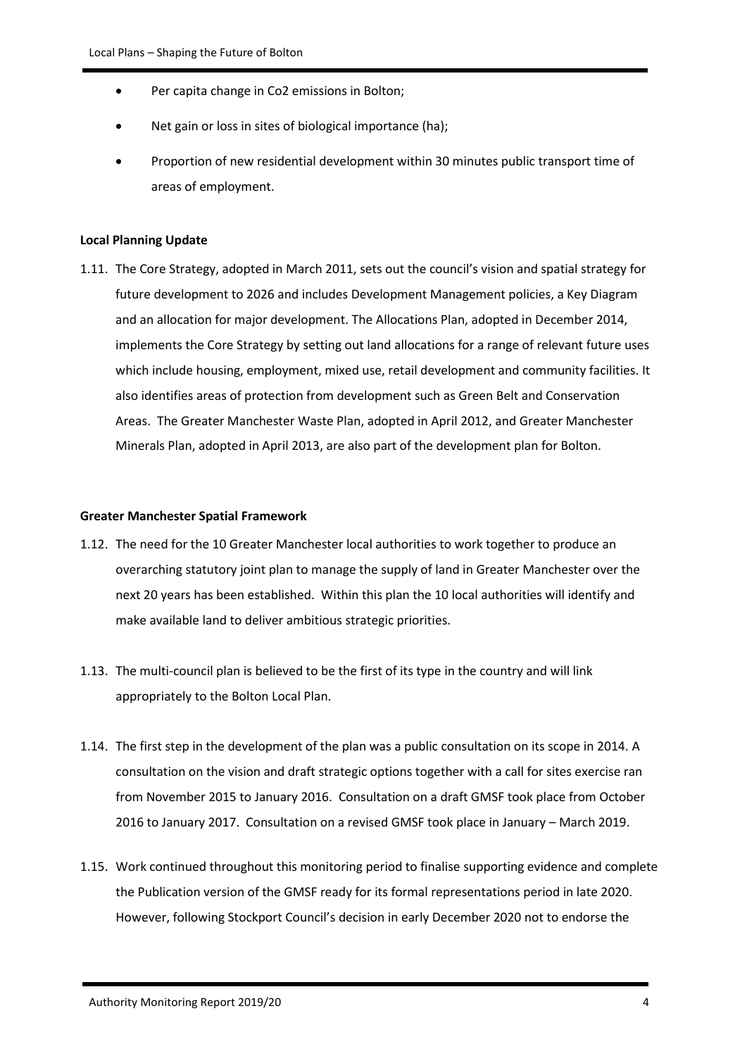- Per capita change in Co2 emissions in Bolton;
- Net gain or loss in sites of biological importance (ha);
- Proportion of new residential development within 30 minutes public transport time of areas of employment.

**Local Planning Update**

1.11. The Core Strategy, adopted in March 2011, sets out the council's vision and spatial strategy for future development to 2026 and includes Development Management policies, a Key Diagram and an allocation for major development. The Allocations Plan, adopted in December 2014, implements the Core Strategy by setting out land allocations for a range of relevant future uses which include housing, employment, mixed use, retail development and community facilities. It also identifies areas of protection from development such as Green Belt and Conservation Areas. The Greater Manchester Waste Plan, adopted in April 2012, and Greater Manchester Minerals Plan, adopted in April 2013, are also part of the development plan for Bolton.

**Greater Manchester Spatial Framework**

1.12. The need for the 10 Greater Manchester local authorities to work together to produce an overarching statutory joint plan to manage the supply of land in Greater Manchester over the next 20 years has been established. Within this plan the 10 local authorities will identify and make available land to deliver ambitious strategic priorities.

1.13. The multi-council plan is believed to be the first of its type in the country and will link appropriately to the Bolton Local Plan.

1.14. The first step in the development of the plan was a public consultation on its scope in 2014. A consultation on the vision and draft strategic options together with a call for sites exercise ran from November 2015 to January 2016. Consultation on a draft GMSF took place from October 2016 to January 2017. Consultation on a revised GMSF took place in January – March 2019.

1.15. Work continued throughout this monitoring period to finalise supporting evidence and complete the Publication version of the GMSF ready for its formal representations period in late 2020. However, following Stockport Council's decision in early December 2020 not to endorse the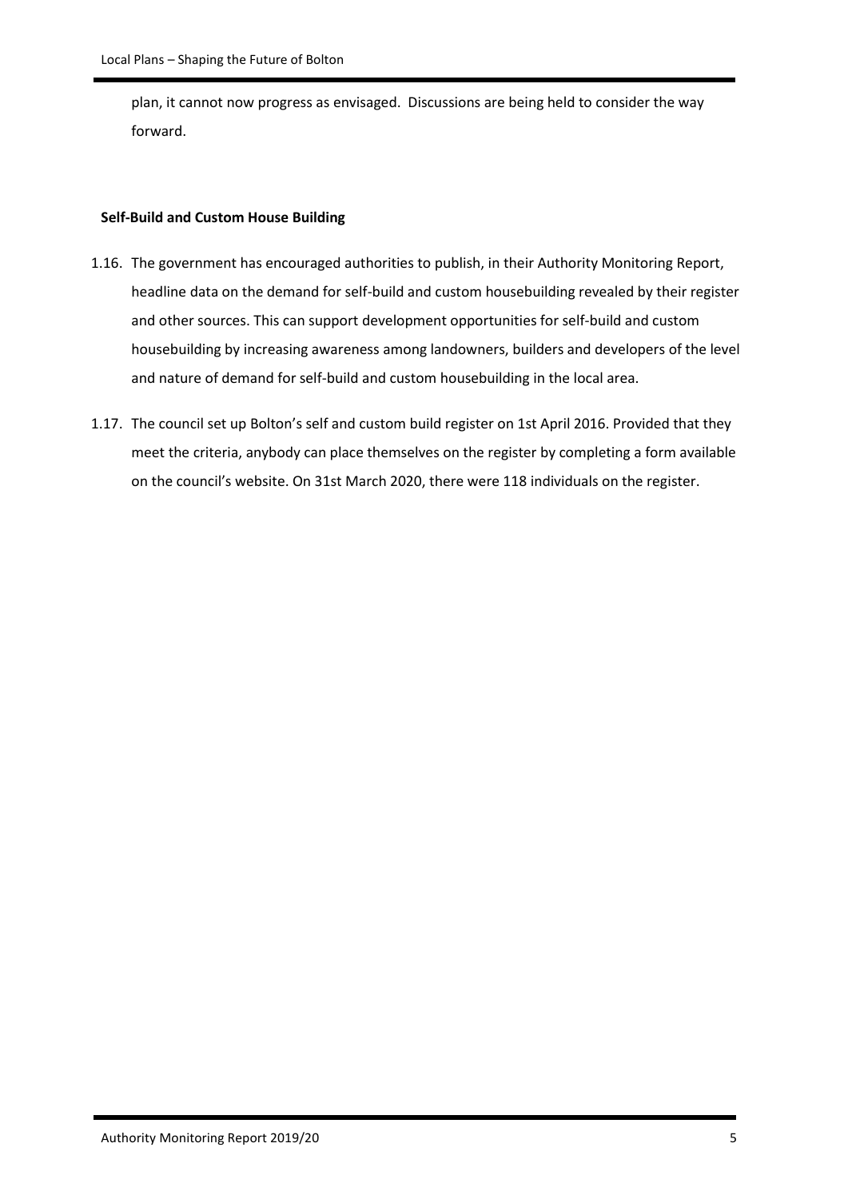plan, it cannot now progress as envisaged. Discussions are being held to consider the way forward.

**Self-Build and Custom House Building**

1.16. The government has encouraged authorities to publish, in their Authority Monitoring Report, headline data on the demand for self-build and custom housebuilding revealed by their register and other sources. This can support development opportunities for self-build and custom housebuilding by increasing awareness among landowners, builders and developers of the level and nature of demand for self-build and custom housebuilding in the local area.

1.17. The council set up Bolton's self and custom build register on 1st April 2016. Provided that they meet the criteria, anybody can place themselves on the register by completing a form available on the council's website. On 31st March 2020, there were 118 individuals on the register.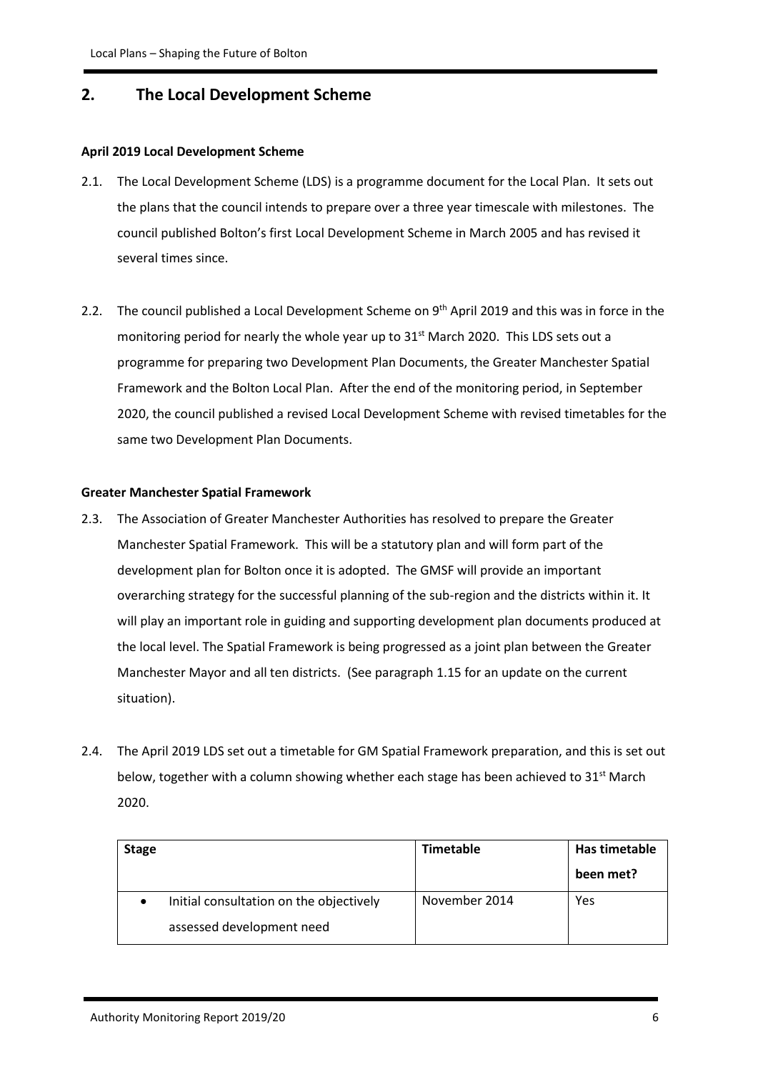## 2. The Local Development Scheme

**April 2019 Local Development Scheme**

2.1. The Local Development Scheme (LDS) is a programme document for the Local Plan. It sets out the plans that the council intends to prepare over a three year timescale with milestones. The council published Bolton's first Local Development Scheme in March 2005 and has revised it several times since.

2.2. The council published a Local Development Scheme on 9th April 2019 and this was in force in the monitoring period for nearly the whole year up to 31st March 2020. This LDS sets out a programme for preparing two Development Plan Documents, the Greater Manchester Spatial Framework and the Bolton Local Plan. After the end of the monitoring period, in September 2020, the council published a revised Local Development Scheme with revised timetables for the same two Development Plan Documents.

**Greater Manchester Spatial Framework**

2.3. The Association of Greater Manchester Authorities has resolved to prepare the Greater Manchester Spatial Framework. This will be a statutory plan and will form part of the development plan for Bolton once it is adopted. The GMSF will provide an important overarching strategy for the successful planning of the sub-region and the districts within it. It will play an important role in guiding and supporting development plan documents produced at the local level. The Spatial Framework is being progressed as a joint plan between the Greater Manchester Mayor and all ten districts. (See paragraph 1.15 for an update on the current situation).

2.4. The April 2019 LDS set out a timetable for GM Spatial Framework preparation, and this is set out below, together with a column showing whether each stage has been achieved to 31st March 2020.

| Stage | Timetable | Has timetable been met? |
|---|---|---|
| • Initial consultation on the objectively assessed development need | November 2014 | Yes |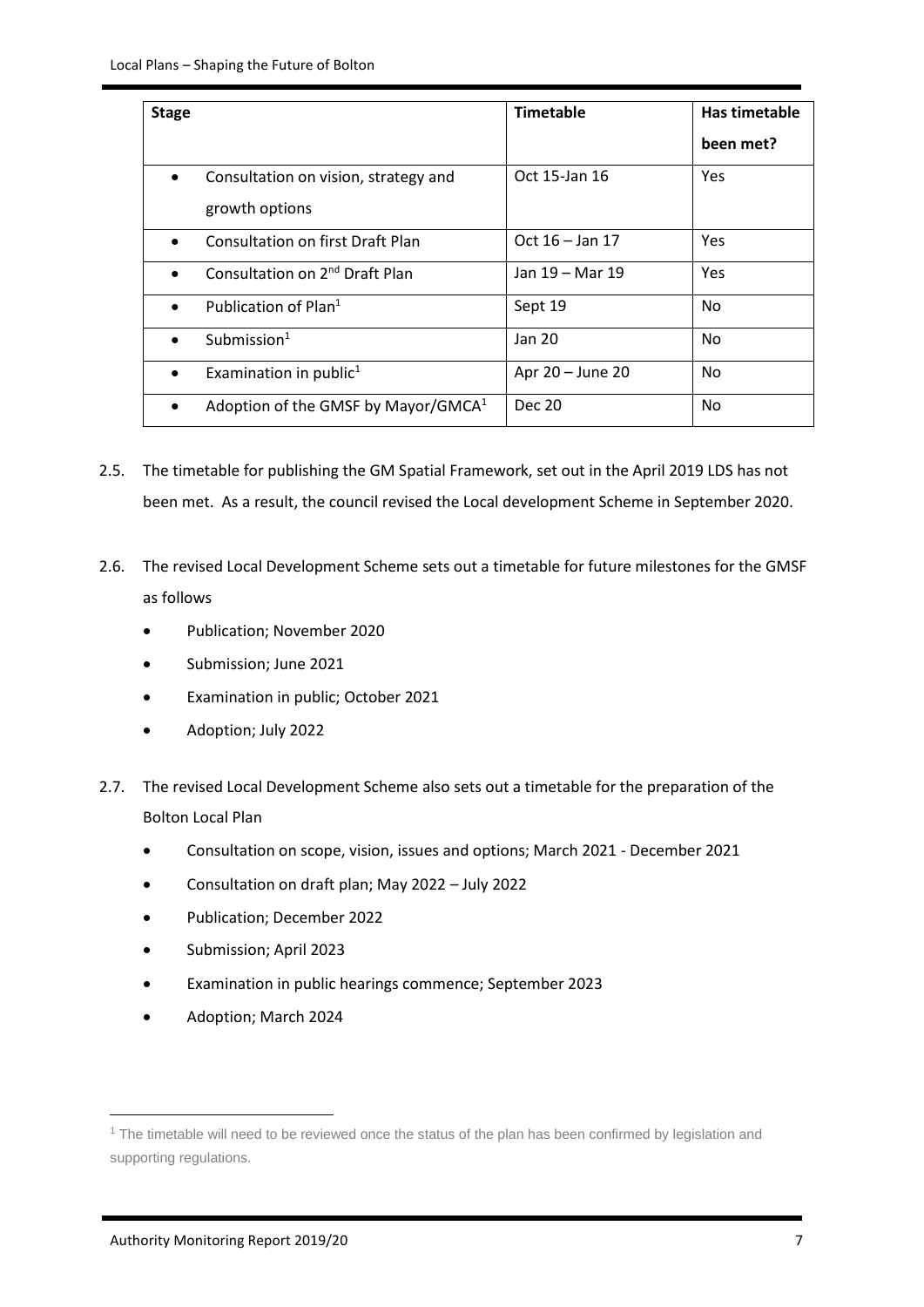| Stage | Timetable | Has timetable been met? |
|---|---|---|
| • Consultation on vision, strategy and growth options | Oct 15-Jan 16 | Yes |
| • Consultation on first Draft Plan | Oct 16 – Jan 17 | Yes |
| • Consultation on 2nd Draft Plan | Jan 19 – Mar 19 | Yes |
| • Publication of Plan[1] | Sept 19 | No |
| • Submission[1] | Jan 20 | No |
| • Examination in public[1] | Apr 20 – June 20 | No |
| • Adoption of the GMSF by Mayor/GMCA[1] | Dec 20 | No |

2.5. The timetable for publishing the GM Spatial Framework, set out in the April 2019 LDS has not been met. As a result, the council revised the Local development Scheme in September 2020.

2.6. The revised Local Development Scheme sets out a timetable for future milestones for the GMSF as follows

- Publication; November 2020
- Submission; June 2021
- Examination in public; October 2021
- Adoption; July 2022

2.7. The revised Local Development Scheme also sets out a timetable for the preparation of the Bolton Local Plan

- Consultation on scope, vision, issues and options; March 2021 - December 2021
- Consultation on draft plan; May 2022 – July 2022
- Publication; December 2022
- Submission; April 2023
- Examination in public hearings commence; September 2023
- Adoption; March 2024

[1] The timetable will need to be reviewed once the status of the plan has been confirmed by legislation and supporting regulations.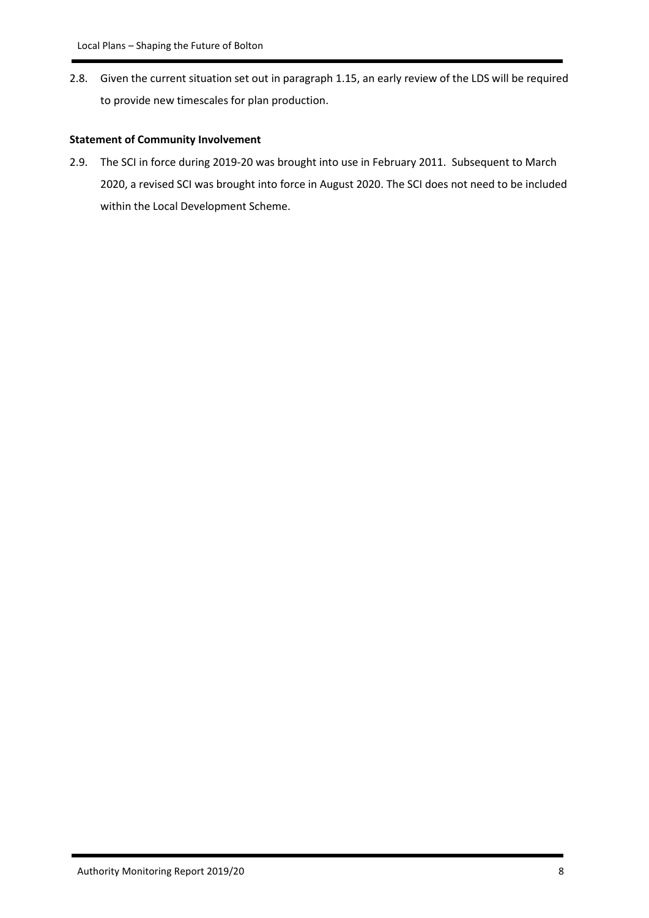2.8. Given the current situation set out in paragraph 1.15, an early review of the LDS will be required to provide new timescales for plan production.

**Statement of Community Involvement**

2.9. The SCI in force during 2019-20 was brought into use in February 2011. Subsequent to March 2020, a revised SCI was brought into force in August 2020. The SCI does not need to be included within the Local Development Scheme.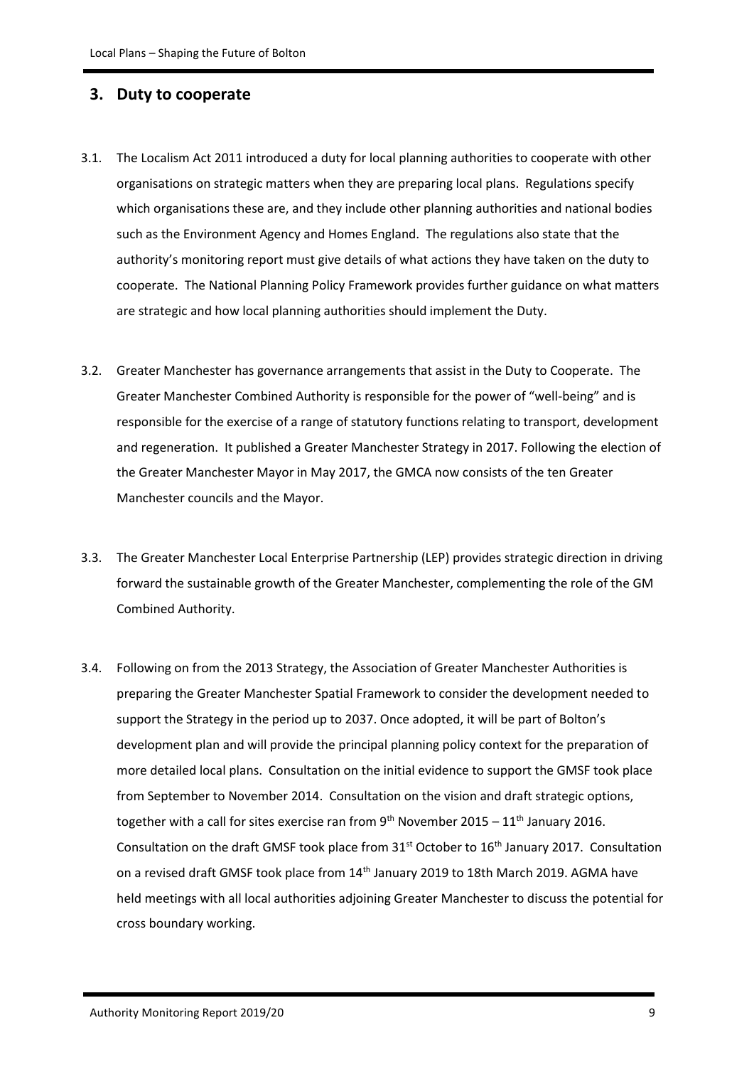## 3. Duty to cooperate

3.1. The Localism Act 2011 introduced a duty for local planning authorities to cooperate with other organisations on strategic matters when they are preparing local plans. Regulations specify which organisations these are, and they include other planning authorities and national bodies such as the Environment Agency and Homes England. The regulations also state that the authority's monitoring report must give details of what actions they have taken on the duty to cooperate. The National Planning Policy Framework provides further guidance on what matters are strategic and how local planning authorities should implement the Duty.

3.2. Greater Manchester has governance arrangements that assist in the Duty to Cooperate. The Greater Manchester Combined Authority is responsible for the power of "well-being" and is responsible for the exercise of a range of statutory functions relating to transport, development and regeneration. It published a Greater Manchester Strategy in 2017. Following the election of the Greater Manchester Mayor in May 2017, the GMCA now consists of the ten Greater Manchester councils and the Mayor.

3.3. The Greater Manchester Local Enterprise Partnership (LEP) provides strategic direction in driving forward the sustainable growth of the Greater Manchester, complementing the role of the GM Combined Authority.

3.4. Following on from the 2013 Strategy, the Association of Greater Manchester Authorities is preparing the Greater Manchester Spatial Framework to consider the development needed to support the Strategy in the period up to 2037. Once adopted, it will be part of Bolton's development plan and will provide the principal planning policy context for the preparation of more detailed local plans. Consultation on the initial evidence to support the GMSF took place from September to November 2014. Consultation on the vision and draft strategic options, together with a call for sites exercise ran from 9th November 2015 – 11th January 2016. Consultation on the draft GMSF took place from 31st October to 16th January 2017. Consultation on a revised draft GMSF took place from 14th January 2019 to 18th March 2019. AGMA have held meetings with all local authorities adjoining Greater Manchester to discuss the potential for cross boundary working.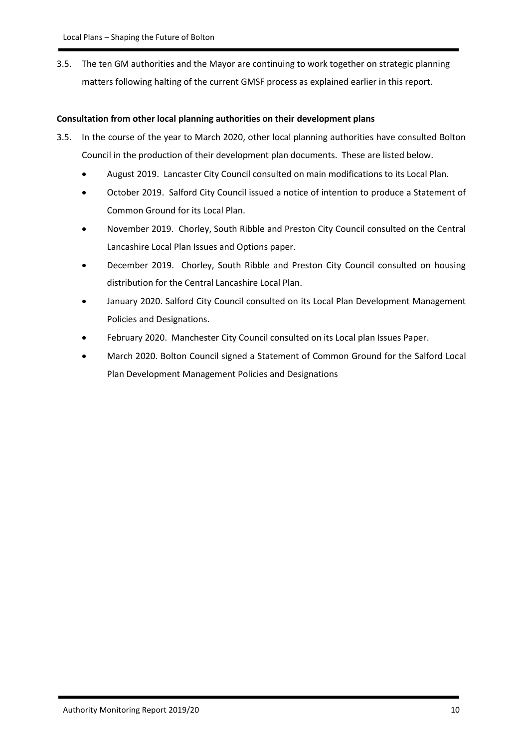3.5. The ten GM authorities and the Mayor are continuing to work together on strategic planning matters following halting of the current GMSF process as explained earlier in this report.

**Consultation from other local planning authorities on their development plans**

3.5. In the course of the year to March 2020, other local planning authorities have consulted Bolton Council in the production of their development plan documents. These are listed below.

- August 2019. Lancaster City Council consulted on main modifications to its Local Plan.
- October 2019. Salford City Council issued a notice of intention to produce a Statement of Common Ground for its Local Plan.
- November 2019. Chorley, South Ribble and Preston City Council consulted on the Central Lancashire Local Plan Issues and Options paper.
- December 2019. Chorley, South Ribble and Preston City Council consulted on housing distribution for the Central Lancashire Local Plan.
- January 2020. Salford City Council consulted on its Local Plan Development Management Policies and Designations.
- February 2020. Manchester City Council consulted on its Local plan Issues Paper.
- March 2020. Bolton Council signed a Statement of Common Ground for the Salford Local Plan Development Management Policies and Designations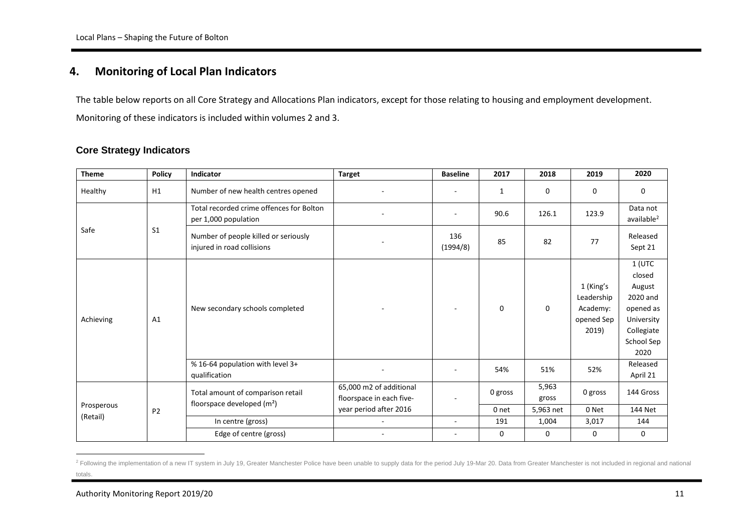## 4. Monitoring of Local Plan Indicators

The table below reports on all Core Strategy and Allocations Plan indicators, except for those relating to housing and employment development.

Monitoring of these indicators is included within volumes 2 and 3.

### Core Strategy Indicators

| Theme | Policy | Indicator | Target | Baseline | 2017 | 2018 | 2019 | 2020 |
|---|---|---|---|---|---|---|---|---|
| Healthy | H1 | Number of new health centres opened | - | - | 1 | 0 | 0 | 0 |
| Safe | S1 | Total recorded crime offences for Bolton per 1,000 population | - | - | 90.6 | 126.1 | 123.9 | Data not available[2] |
| | | Number of people killed or seriously injured in road collisions | - | 136 (1994/8) | 85 | 82 | 77 | Released Sept 21 |
| Achieving | A1 | New secondary schools completed | - | - | 0 | 0 | 1 (King's Leadership Academy: opened Sep 2019) | 1 (UTC closed August 2020 and opened as University Collegiate School Sep 2020 |
| | | % 16-64 population with level 3+ qualification | - | - | 54% | 51% | 52% | Released April 21 |
| Prosperous (Retail) | P2 | Total amount of comparison retail floorspace developed (m²) | 65,000 m2 of additional floorspace in each five-year period after 2016 | - | 0 gross | 5,963 gross | 0 gross | 144 Gross |
| | | | | | 0 net | 5,963 net | 0 Net | 144 Net |
| | | In centre (gross) | - | - | 191 | 1,004 | 3,017 | 144 |
| | | Edge of centre (gross) | - | - | 0 | 0 | 0 | 0 |

[2] Following the implementation of a new IT system in July 19, Greater Manchester Police have been unable to supply data for the period July 19-Mar 20. Data from Greater Manchester is not included in regional and national totals.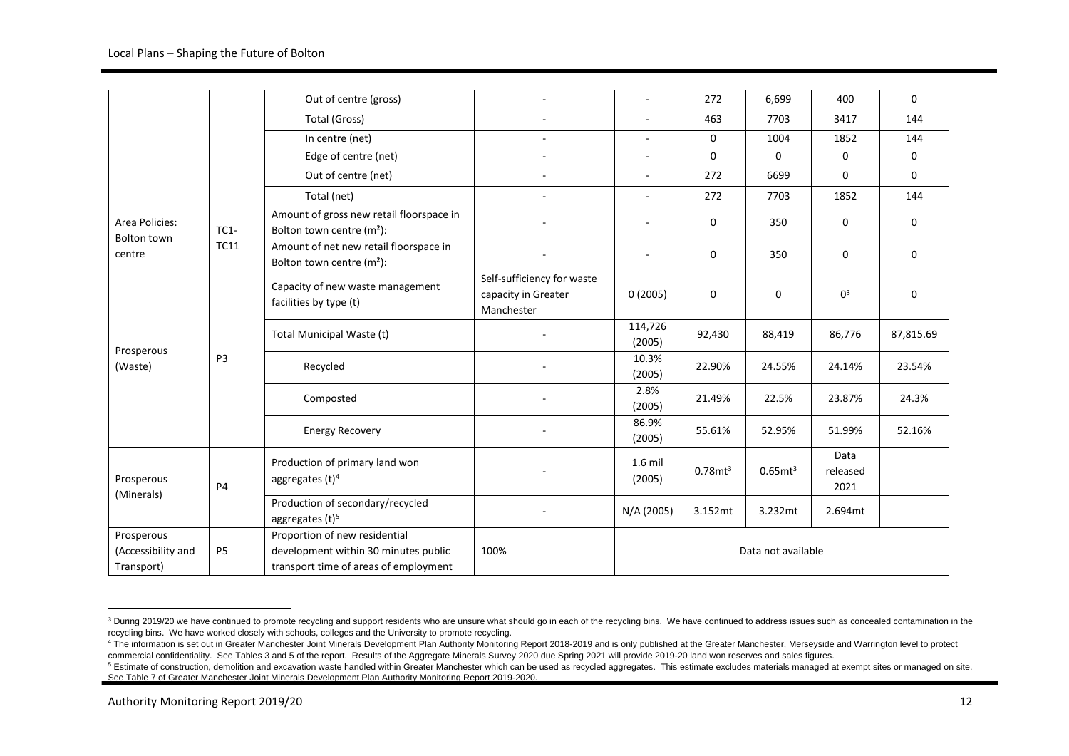| | | Out of centre (gross) | - | - | 272 | 6,699 | 400 | 0 |
|---|---|---|---|---|---|---|---|---|
| | | Total (Gross) | - | - | 463 | 7703 | 3417 | 144 |
| | | In centre (net) | - | - | 0 | 1004 | 1852 | 144 |
| | | Edge of centre (net) | - | - | 0 | 0 | 0 | 0 |
| | | Out of centre (net) | - | - | 272 | 6699 | 0 | 0 |
| | | Total (net) | - | - | 272 | 7703 | 1852 | 144 |
| Area Policies: Bolton town centre | TC1-TC11 | Amount of gross new retail floorspace in Bolton town centre ($m^2$): | - | - | 0 | 350 | 0 | 0 |
| | | Amount of net new retail floorspace in Bolton town centre ($m^2$): | - | - | 0 | 350 | 0 | 0 |
| Prosperous (Waste) | P3 | Capacity of new waste management facilities by type (t) | Self-sufficiency for waste capacity in Greater Manchester | 0 (2005) | 0 | 0 | 0[3] | 0 |
| | | Total Municipal Waste (t) | - | 114,726 (2005) | 92,430 | 88,419 | 86,776 | 87,815.69 |
| | | Recycled | - | 10.3% (2005) | 22.90% | 24.55% | 24.14% | 23.54% |
| | | Composted | - | 2.8% (2005) | 21.49% | 22.5% | 23.87% | 24.3% |
| | | Energy Recovery | - | 86.9% (2005) | 55.61% | 52.95% | 51.99% | 52.16% |
| Prosperous (Minerals) | P4 | Production of primary land won aggregates (t)[4] | - | 1.6 mil (2005) | $0.78mt^3$ | $0.65mt^3$ | Data released 2021 | |
| | | Production of secondary/recycled aggregates (t)[5] | - | N/A (2005) | 3.152mt | 3.232mt | 2.694mt | |
| Prosperous (Accessibility and Transport) | P5 | Proportion of new residential development within 30 minutes public transport time of areas of employment | 100% | Data not available | | | | |

[3] During 2019/20 we have continued to promote recycling and support residents who are unsure what should go in each of the recycling bins. We have continued to address issues such as concealed contamination in the recycling bins. We have worked closely with schools, colleges and the University to promote recycling.

[4] The information is set out in Greater Manchester Joint Minerals Development Plan Authority Monitoring Report 2018-2019 and is only published at the Greater Manchester, Merseyside and Warrington level to protect commercial confidentiality. See Tables 3 and 5 of the report. Results of the Aggregate Minerals Survey 2020 due Spring 2021 will provide 2019-20 land won reserves and sales figures.

[5] Estimate of construction, demolition and excavation waste handled within Greater Manchester which can be used as recycled aggregates. This estimate excludes materials managed at exempt sites or managed on site. See Table 7 of Greater Manchester Joint Minerals Development Plan Authority Monitoring Report 2019-2020.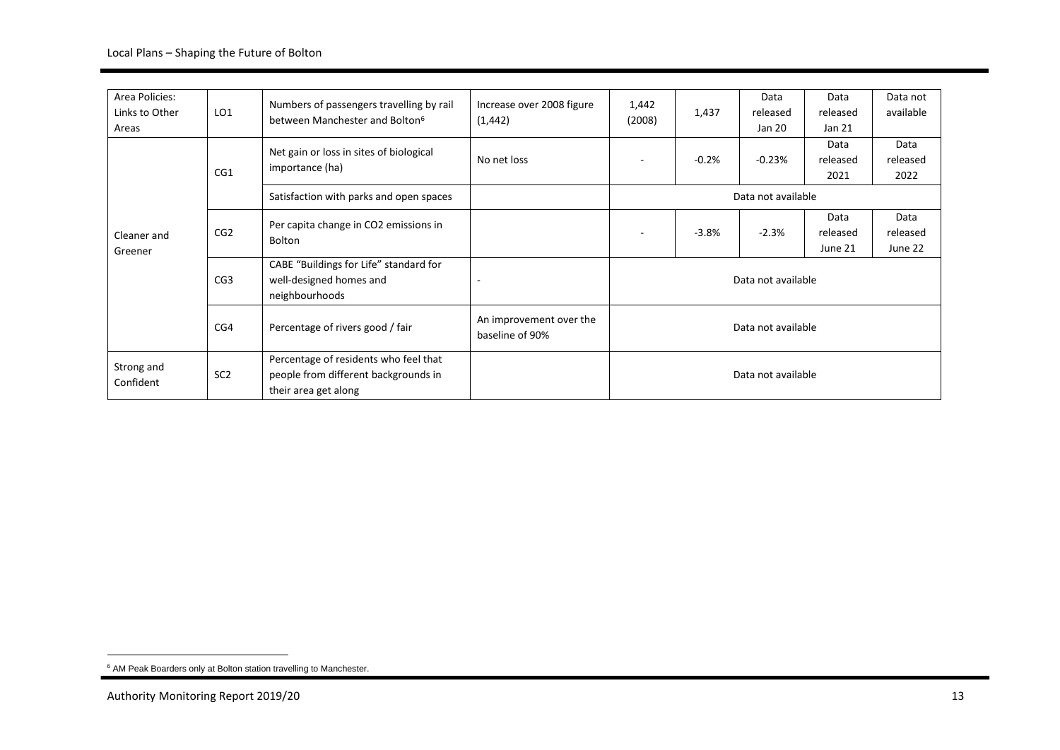| Area Policies: Links to Other Areas | LO1 | Numbers of passengers travelling by rail between Manchester and Bolton[6] | Increase over 2008 figure (1,442) | 1,442 (2008) | 1,437 | Data released Jan 20 | Data released Jan 21 | Data not available |
|---|---|---|---|---|---|---|---|---|
| Cleaner and Greener | CG1 | Net gain or loss in sites of biological importance (ha) | No net loss | - | -0.2% | -0.23% | Data released 2021 | Data released 2022 |
| | | Satisfaction with parks and open spaces | | Data not available | | | | |
| | CG2 | Per capita change in CO2 emissions in Bolton | | - | -3.8% | -2.3% | Data released June 21 | Data released June 22 |
| | CG3 | CABE "Buildings for Life" standard for well-designed homes and neighbourhoods | - | Data not available | | | | |
| | CG4 | Percentage of rivers good / fair | An improvement over the baseline of 90% | Data not available | | | | |
| Strong and Confident | SC2 | Percentage of residents who feel that people from different backgrounds in their area get along | | Data not available | | | | |

[6] AM Peak Boarders only at Bolton station travelling to Manchester.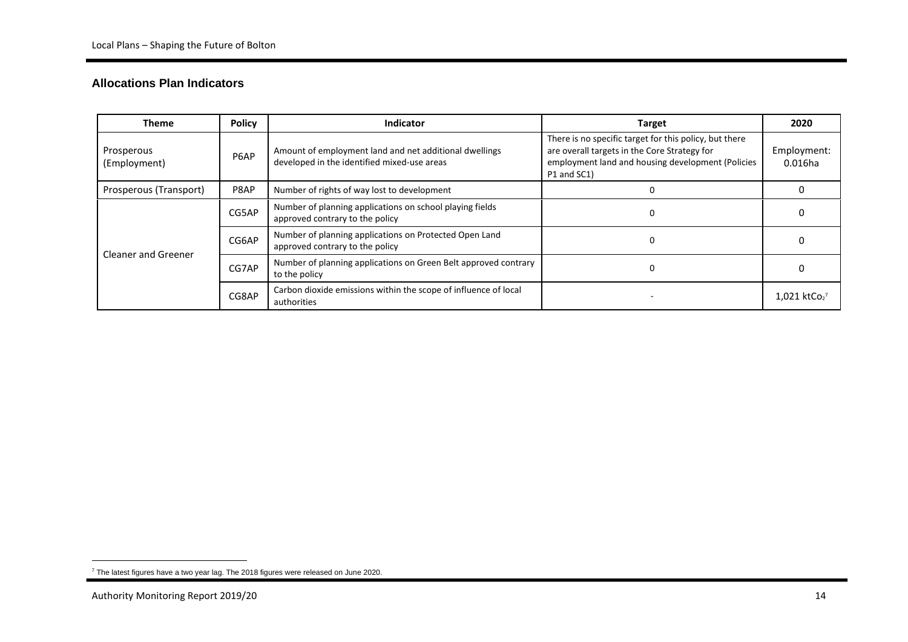## Allocations Plan Indicators

| Theme | Policy | Indicator | Target | 2020 |
|---|---|---|---|---|
| Prosperous (Employment) | P6AP | Amount of employment land and net additional dwellings developed in the identified mixed-use areas | There is no specific target for this policy, but there are overall targets in the Core Strategy for employment land and housing development (Policies P1 and SC1) | Employment: 0.016ha |
| Prosperous (Transport) | P8AP | Number of rights of way lost to development | 0 | 0 |
| Cleaner and Greener | CG5AP | Number of planning applications on school playing fields approved contrary to the policy | 0 | 0 |
| | CG6AP | Number of planning applications on Protected Open Land approved contrary to the policy | 0 | 0 |
| | CG7AP | Number of planning applications on Green Belt approved contrary to the policy | 0 | 0 |
| | CG8AP | Carbon dioxide emissions within the scope of influence of local authorities | - | 1,021 $ktCO_2$[7] |

[7] The latest figures have a two year lag. The 2018 figures were released on June 2020.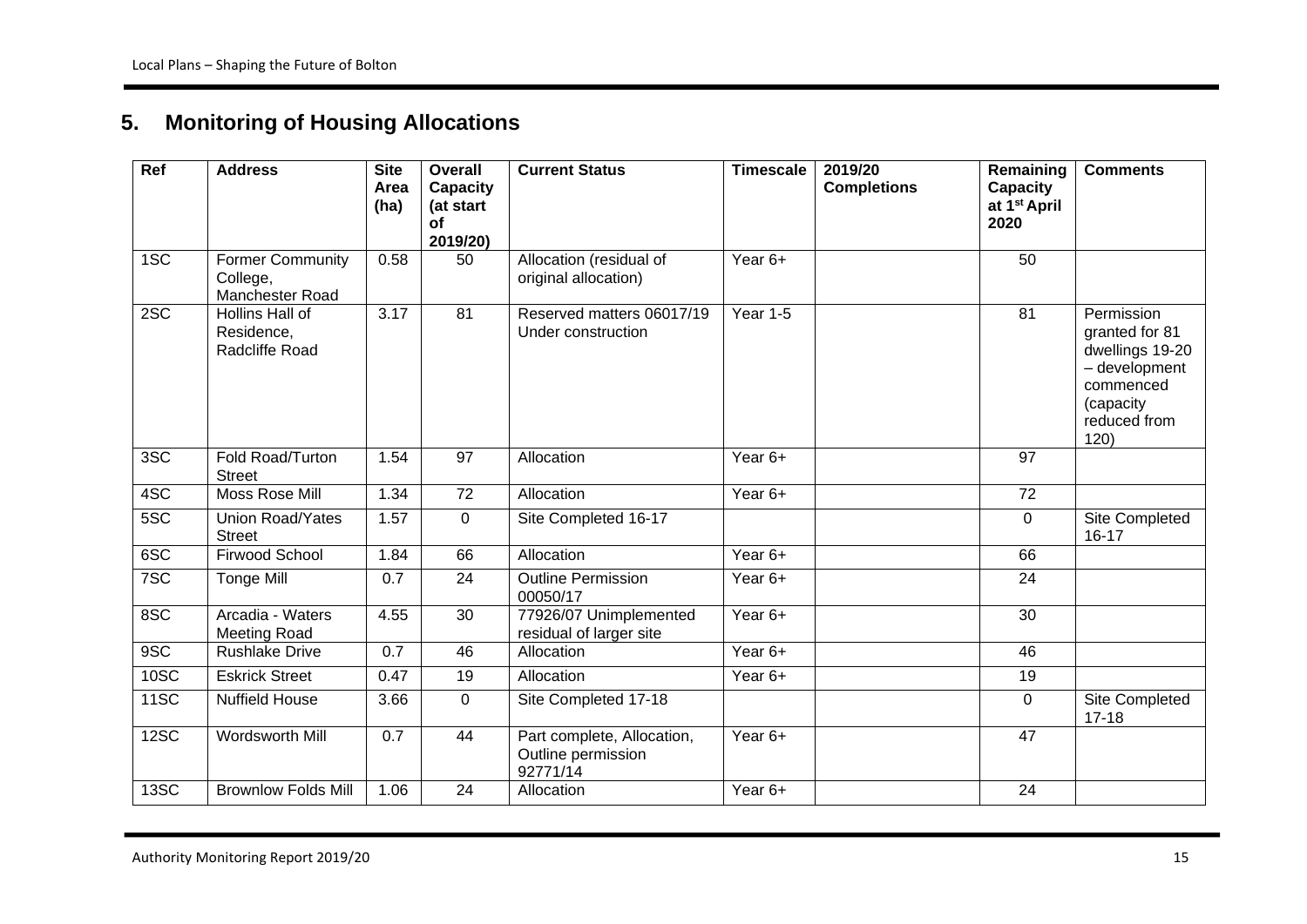# 5. Monitoring of Housing Allocations

| Ref | Address | Site Area (ha) | Overall Capacity (at start of 2019/20) | Current Status | Timescale | 2019/20 Completions | Remaining Capacity at 1st April 2020 | Comments |
|---|---|---|---|---|---|---|---|---|
| 1SC | Former Community College, Manchester Road | 0.58 | 50 | Allocation (residual of original allocation) | Year 6+ | | 50 | |
| 2SC | Hollins Hall of Residence, Radcliffe Road | 3.17 | 81 | Reserved matters 06017/19 Under construction | Year 1-5 | | 81 | Permission granted for 81 dwellings 19-20 – development commenced (capacity reduced from 120) |
| 3SC | Fold Road/Turton Street | 1.54 | 97 | Allocation | Year 6+ | | 97 | |
| 4SC | Moss Rose Mill | 1.34 | 72 | Allocation | Year 6+ | | 72 | |
| 5SC | Union Road/Yates Street | 1.57 | 0 | Site Completed 16-17 | | | 0 | Site Completed 16-17 |
| 6SC | Firwood School | 1.84 | 66 | Allocation | Year 6+ | | 66 | |
| 7SC | Tonge Mill | 0.7 | 24 | Outline Permission 00050/17 | Year 6+ | | 24 | |
| 8SC | Arcadia - Waters Meeting Road | 4.55 | 30 | 77926/07 Unimplemented residual of larger site | Year 6+ | | 30 | |
| 9SC | Rushlake Drive | 0.7 | 46 | Allocation | Year 6+ | | 46 | |
| 10SC | Eskrick Street | 0.47 | 19 | Allocation | Year 6+ | | 19 | |
| 11SC | Nuffield House | 3.66 | 0 | Site Completed 17-18 | | | 0 | Site Completed 17-18 |
| 12SC | Wordsworth Mill | 0.7 | 44 | Part complete, Allocation, Outline permission 92771/14 | Year 6+ | | 47 | |
| 13SC | Brownlow Folds Mill | 1.06 | 24 | Allocation | Year 6+ | | 24 | |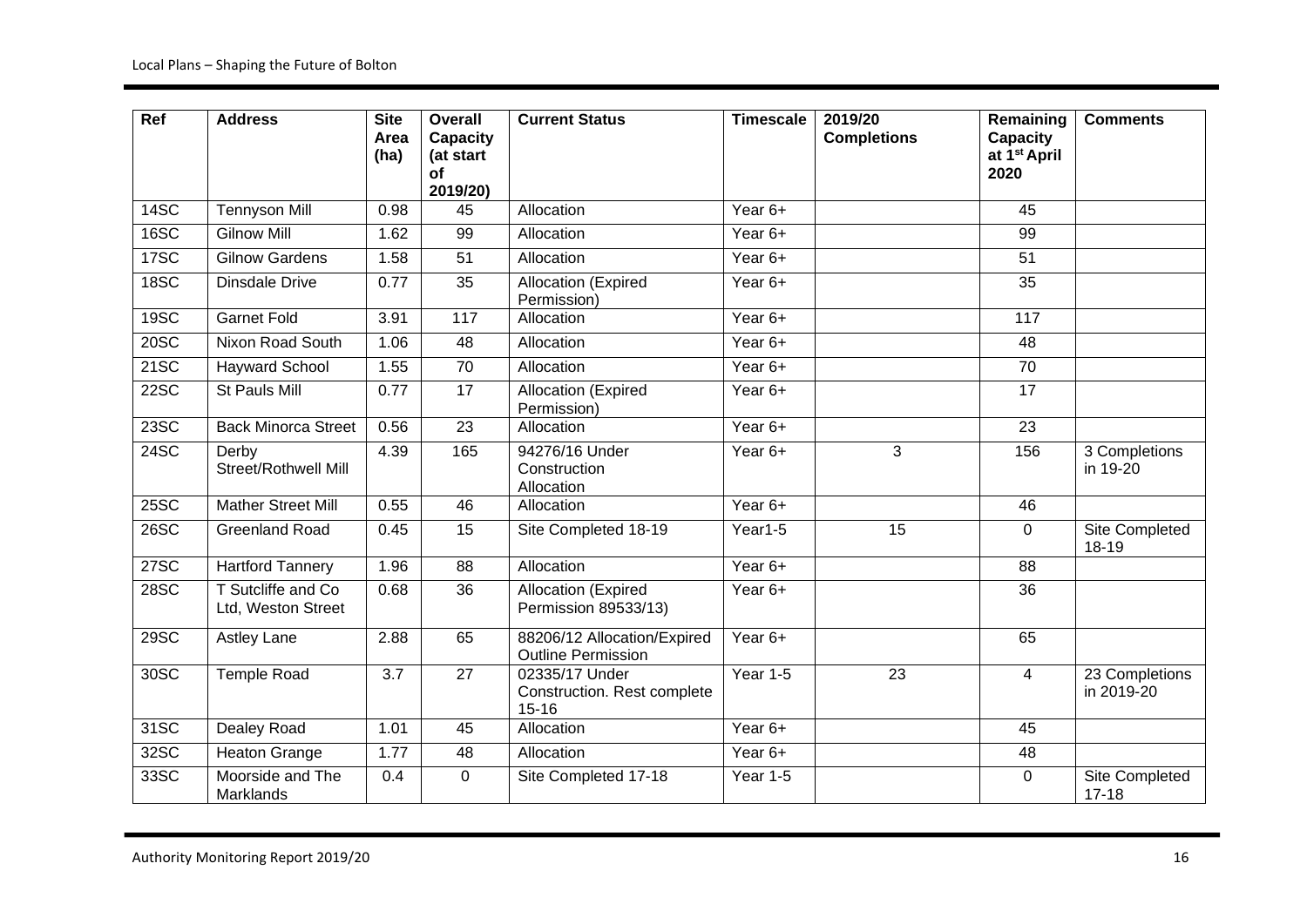| Ref | Address | Site Area (ha) | Overall Capacity (at start of 2019/20) | Current Status | Timescale | 2019/20 Completions | Remaining Capacity at 1st April 2020 | Comments |
|---|---|---|---|---|---|---|---|---|
| 14SC | Tennyson Mill | 0.98 | 45 | Allocation | Year 6+ | | 45 | |
| 16SC | Gilnow Mill | 1.62 | 99 | Allocation | Year 6+ | | 99 | |
| 17SC | Gilnow Gardens | 1.58 | 51 | Allocation | Year 6+ | | 51 | |
| 18SC | Dinsdale Drive | 0.77 | 35 | Allocation (Expired Permission) | Year 6+ | | 35 | |
| 19SC | Garnet Fold | 3.91 | 117 | Allocation | Year 6+ | | 117 | |
| 20SC | Nixon Road South | 1.06 | 48 | Allocation | Year 6+ | | 48 | |
| 21SC | Hayward School | 1.55 | 70 | Allocation | Year 6+ | | 70 | |
| 22SC | St Pauls Mill | 0.77 | 17 | Allocation (Expired Permission) | Year 6+ | | 17 | |
| 23SC | Back Minorca Street | 0.56 | 23 | Allocation | Year 6+ | | 23 | |
| 24SC | Derby Street/Rothwell Mill | 4.39 | 165 | 94276/16 Under Construction Allocation | Year 6+ | 3 | 156 | 3 Completions in 19-20 |
| 25SC | Mather Street Mill | 0.55 | 46 | Allocation | Year 6+ | | 46 | |
| 26SC | Greenland Road | 0.45 | 15 | Site Completed 18-19 | Year1-5 | 15 | 0 | Site Completed 18-19 |
| 27SC | Hartford Tannery | 1.96 | 88 | Allocation | Year 6+ | | 88 | |
| 28SC | T Sutcliffe and Co Ltd, Weston Street | 0.68 | 36 | Allocation (Expired Permission 89533/13) | Year 6+ | | 36 | |
| 29SC | Astley Lane | 2.88 | 65 | 88206/12 Allocation/Expired Outline Permission | Year 6+ | | 65 | |
| 30SC | Temple Road | 3.7 | 27 | 02335/17 Under Construction. Rest complete 15-16 | Year 1-5 | 23 | 4 | 23 Completions in 2019-20 |
| 31SC | Dealey Road | 1.01 | 45 | Allocation | Year 6+ | | 45 | |
| 32SC | Heaton Grange | 1.77 | 48 | Allocation | Year 6+ | | 48 | |
| 33SC | Moorside and The Marklands | 0.4 | 0 | Site Completed 17-18 | Year 1-5 | | 0 | Site Completed 17-18 |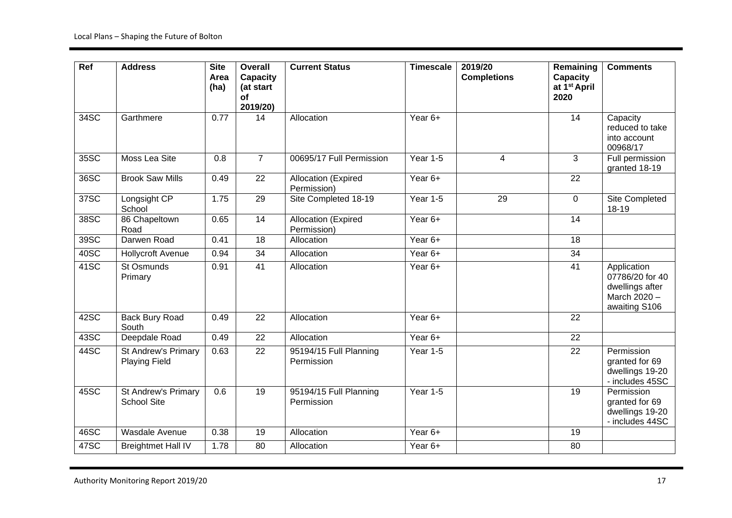| Ref | Address | Site Area (ha) | Overall Capacity (at start of 2019/20) | Current Status | Timescale | 2019/20 Completions | Remaining Capacity at 1st April 2020 | Comments |
|---|---|---|---|---|---|---|---|---|
| 34SC | Garthmere | 0.77 | 14 | Allocation | Year 6+ | | 14 | Capacity reduced to take into account 00968/17 |
| 35SC | Moss Lea Site | 0.8 | 7 | 00695/17 Full Permission | Year 1-5 | 4 | 3 | Full permission granted 18-19 |
| 36SC | Brook Saw Mills | 0.49 | 22 | Allocation (Expired Permission) | Year 6+ | | 22 | |
| 37SC | Longsight CP School | 1.75 | 29 | Site Completed 18-19 | Year 1-5 | 29 | 0 | Site Completed 18-19 |
| 38SC | 86 Chapeltown Road | 0.65 | 14 | Allocation (Expired Permission) | Year 6+ | | 14 | |
| 39SC | Darwen Road | 0.41 | 18 | Allocation | Year 6+ | | 18 | |
| 40SC | Hollycroft Avenue | 0.94 | 34 | Allocation | Year 6+ | | 34 | |
| 41SC | St Osmunds Primary | 0.91 | 41 | Allocation | Year 6+ | | 41 | Application 07786/20 for 40 dwellings after March 2020 – awaiting S106 |
| 42SC | Back Bury Road South | 0.49 | 22 | Allocation | Year 6+ | | 22 | |
| 43SC | Deepdale Road | 0.49 | 22 | Allocation | Year 6+ | | 22 | |
| 44SC | St Andrew's Primary Playing Field | 0.63 | 22 | 95194/15 Full Planning Permission | Year 1-5 | | 22 | Permission granted for 69 dwellings 19-20 - includes 45SC |
| 45SC | St Andrew's Primary School Site | 0.6 | 19 | 95194/15 Full Planning Permission | Year 1-5 | | 19 | Permission granted for 69 dwellings 19-20 - includes 44SC |
| 46SC | Wasdale Avenue | 0.38 | 19 | Allocation | Year 6+ | | 19 | |
| 47SC | Breightmet Hall IV | 1.78 | 80 | Allocation | Year 6+ | | 80 | |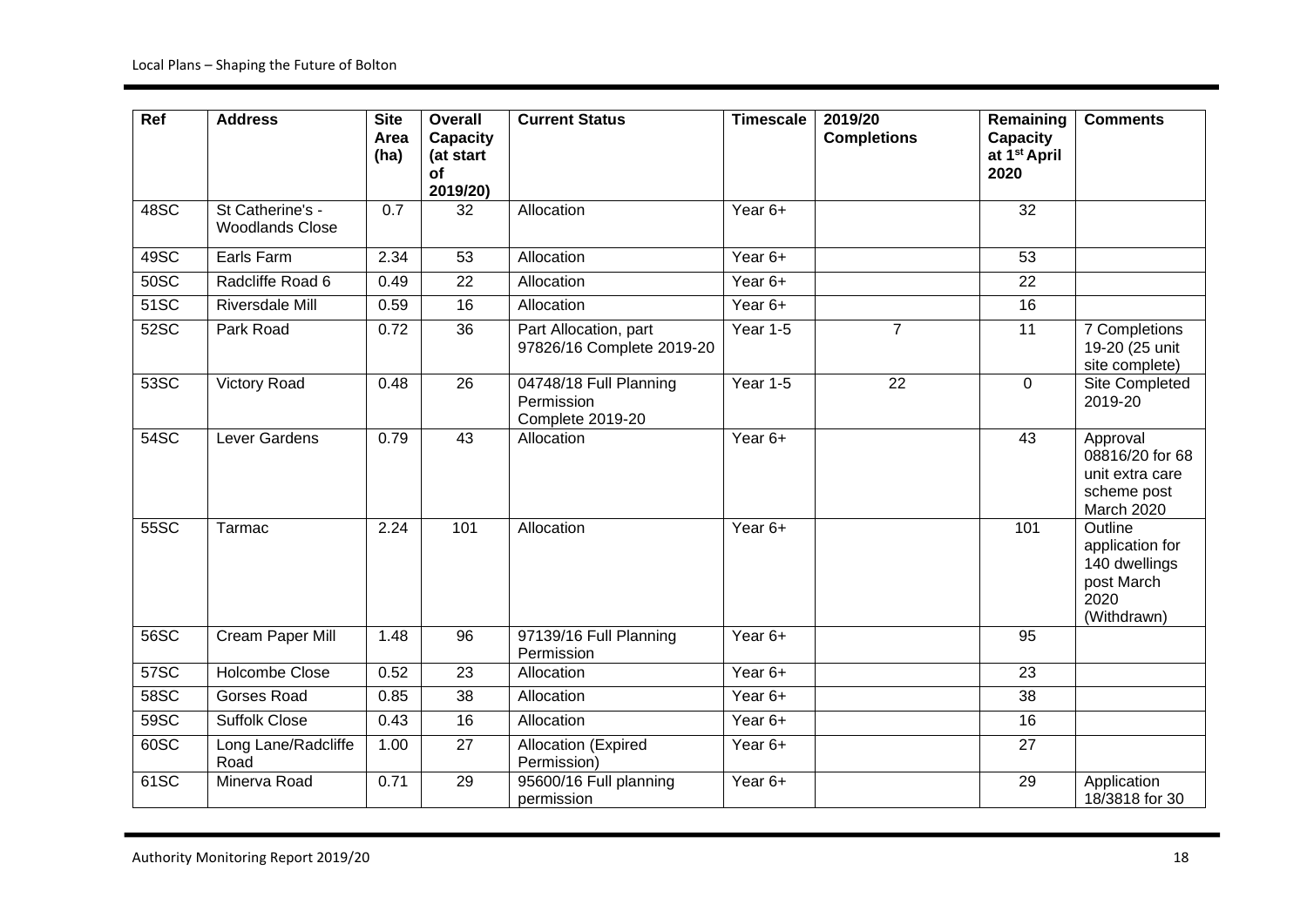| Ref | Address | Site Area (ha) | Overall Capacity (at start of 2019/20) | Current Status | Timescale | 2019/20 Completions | Remaining Capacity at 1st April 2020 | Comments |
|---|---|---|---|---|---|---|---|---|
| 48SC | St Catherine's - Woodlands Close | 0.7 | 32 | Allocation | Year 6+ | | 32 | |
| 49SC | Earls Farm | 2.34 | 53 | Allocation | Year 6+ | | 53 | |
| 50SC | Radcliffe Road 6 | 0.49 | 22 | Allocation | Year 6+ | | 22 | |
| 51SC | Riversdale Mill | 0.59 | 16 | Allocation | Year 6+ | | 16 | |
| 52SC | Park Road | 0.72 | 36 | Part Allocation, part 97826/16 Complete 2019-20 | Year 1-5 | 7 | 11 | 7 Completions 19-20 (25 unit site complete) |
| 53SC | Victory Road | 0.48 | 26 | 04748/18 Full Planning Permission Complete 2019-20 | Year 1-5 | 22 | 0 | Site Completed 2019-20 |
| 54SC | Lever Gardens | 0.79 | 43 | Allocation | Year 6+ | | 43 | Approval 08816/20 for 68 unit extra care scheme post March 2020 |
| 55SC | Tarmac | 2.24 | 101 | Allocation | Year 6+ | | 101 | Outline application for 140 dwellings post March 2020 (Withdrawn) |
| 56SC | Cream Paper Mill | 1.48 | 96 | 97139/16 Full Planning Permission | Year 6+ | | 95 | |
| 57SC | Holcombe Close | 0.52 | 23 | Allocation | Year 6+ | | 23 | |
| 58SC | Gorses Road | 0.85 | 38 | Allocation | Year 6+ | | 38 | |
| 59SC | Suffolk Close | 0.43 | 16 | Allocation | Year 6+ | | 16 | |
| 60SC | Long Lane/Radcliffe Road | 1.00 | 27 | Allocation (Expired Permission) | Year 6+ | | 27 | |
| 61SC | Minerva Road | 0.71 | 29 | 95600/16 Full planning permission | Year 6+ | | 29 | Application 18/3818 for 30 |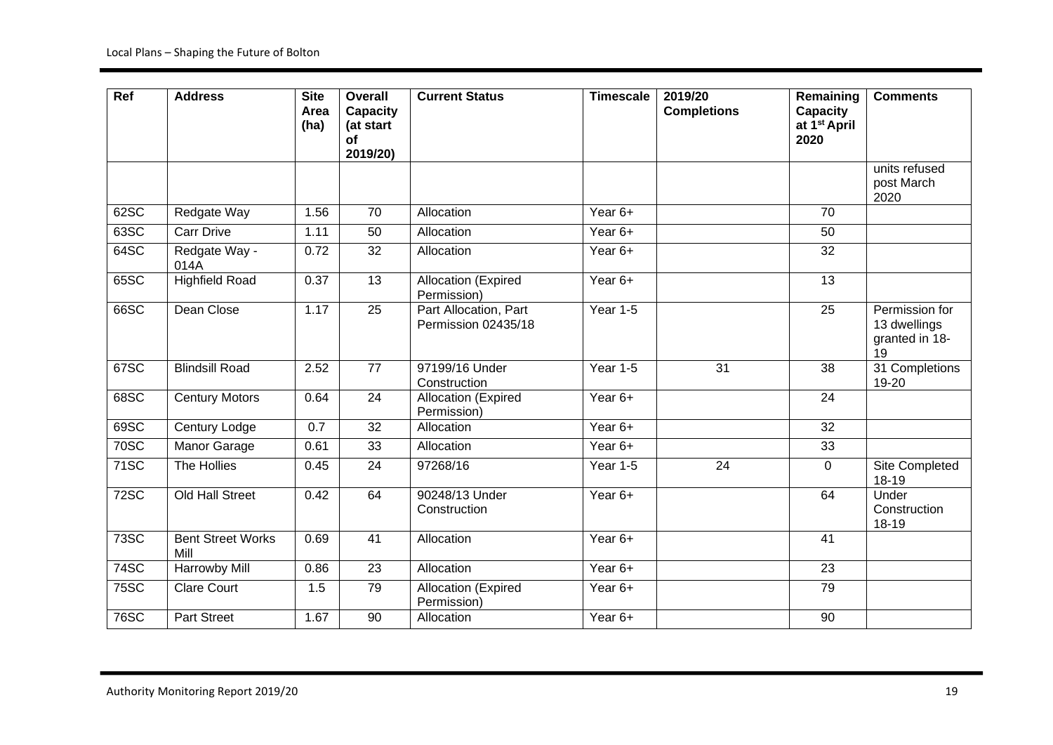| Ref | Address | Site Area (ha) | Overall Capacity (at start of 2019/20) | Current Status | Timescale | 2019/20 Completions | Remaining Capacity at 1st April 2020 | Comments |
|---|---|---|---|---|---|---|---|---|
| | | | | | | | | units refused post March 2020 |
| 62SC | Redgate Way | 1.56 | 70 | Allocation | Year 6+ | | 70 | |
| 63SC | Carr Drive | 1.11 | 50 | Allocation | Year 6+ | | 50 | |
| 64SC | Redgate Way - 014A | 0.72 | 32 | Allocation | Year 6+ | | 32 | |
| 65SC | Highfield Road | 0.37 | 13 | Allocation (Expired Permission) | Year 6+ | | 13 | |
| 66SC | Dean Close | 1.17 | 25 | Part Allocation, Part Permission 02435/18 | Year 1-5 | | 25 | Permission for 13 dwellings granted in 18-19 |
| 67SC | Blindsill Road | 2.52 | 77 | 97199/16 Under Construction | Year 1-5 | 31 | 38 | 31 Completions 19-20 |
| 68SC | Century Motors | 0.64 | 24 | Allocation (Expired Permission) | Year 6+ | | 24 | |
| 69SC | Century Lodge | 0.7 | 32 | Allocation | Year 6+ | | 32 | |
| 70SC | Manor Garage | 0.61 | 33 | Allocation | Year 6+ | | 33 | |
| 71SC | The Hollies | 0.45 | 24 | 97268/16 | Year 1-5 | 24 | 0 | Site Completed 18-19 |
| 72SC | Old Hall Street | 0.42 | 64 | 90248/13 Under Construction | Year 6+ | | 64 | Under Construction 18-19 |
| 73SC | Bent Street Works Mill | 0.69 | 41 | Allocation | Year 6+ | | 41 | |
| 74SC | Harrowby Mill | 0.86 | 23 | Allocation | Year 6+ | | 23 | |
| 75SC | Clare Court | 1.5 | 79 | Allocation (Expired Permission) | Year 6+ | | 79 | |
| 76SC | Part Street | 1.67 | 90 | Allocation | Year 6+ | | 90 | |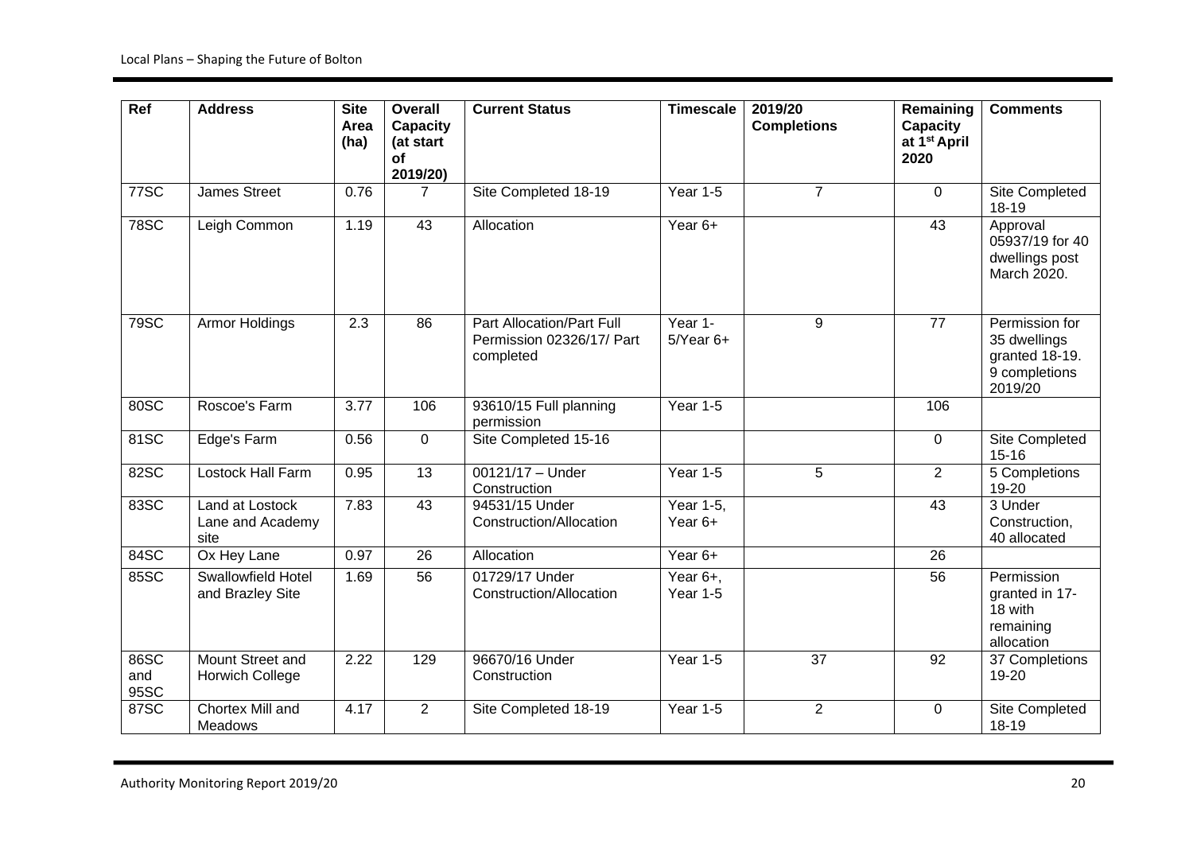| Ref | Address | Site Area (ha) | Overall Capacity (at start of 2019/20) | Current Status | Timescale | 2019/20 Completions | Remaining Capacity at 1st April 2020 | Comments |
|---|---|---|---|---|---|---|---|---|
| 77SC | James Street | 0.76 | 7 | Site Completed 18-19 | Year 1-5 | 7 | 0 | Site Completed 18-19 |
| 78SC | Leigh Common | 1.19 | 43 | Allocation | Year 6+ | | 43 | Approval 05937/19 for 40 dwellings post March 2020. |
| 79SC | Armor Holdings | 2.3 | 86 | Part Allocation/Part Full Permission 02326/17/ Part completed | Year 1-5/Year 6+ | 9 | 77 | Permission for 35 dwellings granted 18-19. 9 completions 2019/20 |
| 80SC | Roscoe's Farm | 3.77 | 106 | 93610/15 Full planning permission | Year 1-5 | | 106 | |
| 81SC | Edge's Farm | 0.56 | 0 | Site Completed 15-16 | | | 0 | Site Completed 15-16 |
| 82SC | Lostock Hall Farm | 0.95 | 13 | 00121/17 – Under Construction | Year 1-5 | 5 | 2 | 5 Completions 19-20 |
| 83SC | Land at Lostock Lane and Academy site | 7.83 | 43 | 94531/15 Under Construction/Allocation | Year 1-5, Year 6+ | | 43 | 3 Under Construction, 40 allocated |
| 84SC | Ox Hey Lane | 0.97 | 26 | Allocation | Year 6+ | | 26 | |
| 85SC | Swallowfield Hotel and Brazley Site | 1.69 | 56 | 01729/17 Under Construction/Allocation | Year 6+, Year 1-5 | | 56 | Permission granted in 17-18 with remaining allocation |
| 86SC and 95SC | Mount Street and Horwich College | 2.22 | 129 | 96670/16 Under Construction | Year 1-5 | 37 | 92 | 37 Completions 19-20 |
| 87SC | Chortex Mill and Meadows | 4.17 | 2 | Site Completed 18-19 | Year 1-5 | 2 | 0 | Site Completed 18-19 |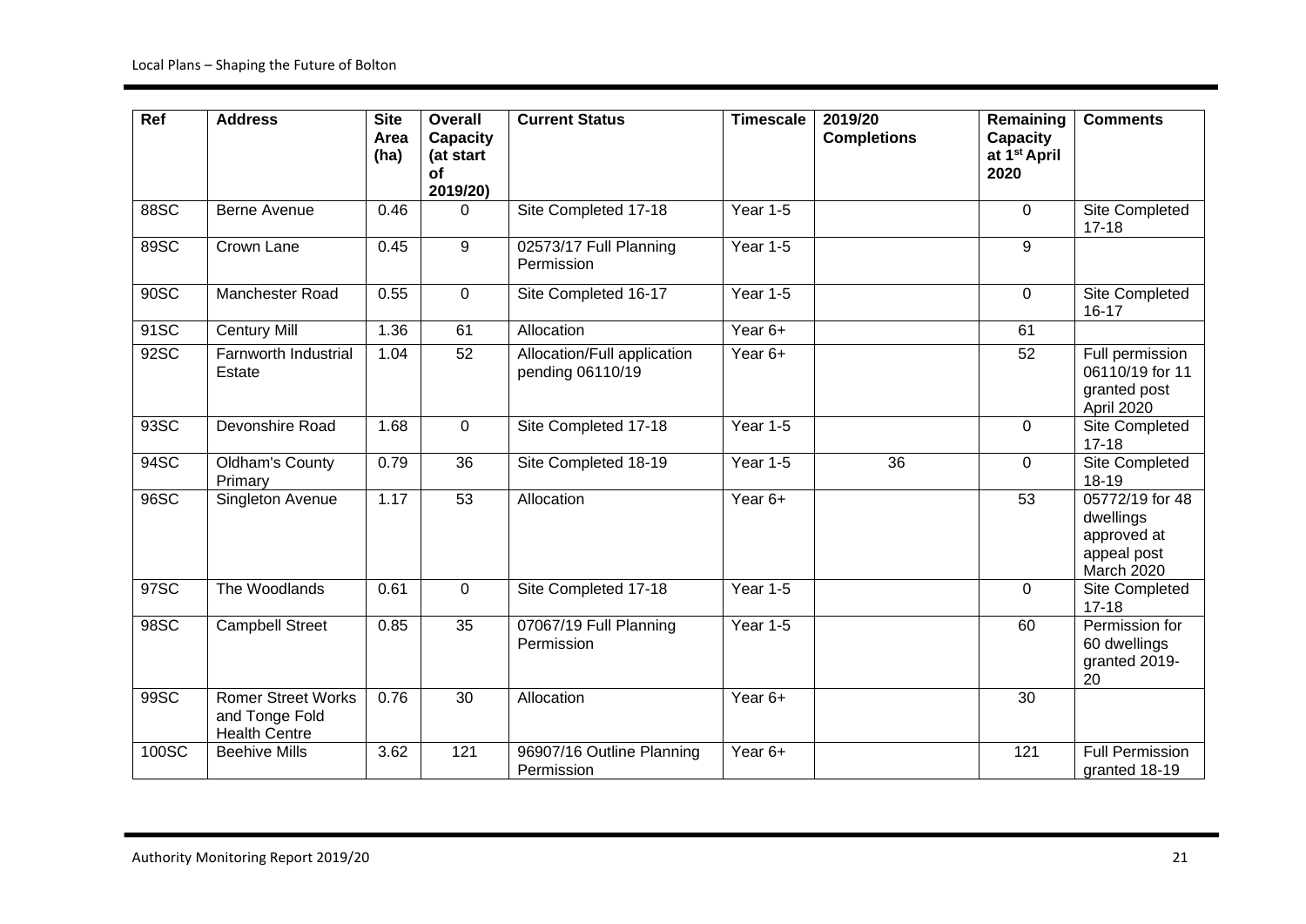| Ref | Address | Site Area (ha) | Overall Capacity (at start of 2019/20) | Current Status | Timescale | 2019/20 Completions | Remaining Capacity at 1st April 2020 | Comments |
|---|---|---|---|---|---|---|---|---|
| 88SC | Berne Avenue | 0.46 | 0 | Site Completed 17-18 | Year 1-5 | | 0 | Site Completed 17-18 |
| 89SC | Crown Lane | 0.45 | 9 | 02573/17 Full Planning Permission | Year 1-5 | | 9 | |
| 90SC | Manchester Road | 0.55 | 0 | Site Completed 16-17 | Year 1-5 | | 0 | Site Completed 16-17 |
| 91SC | Century Mill | 1.36 | 61 | Allocation | Year 6+ | | 61 | |
| 92SC | Farnworth Industrial Estate | 1.04 | 52 | Allocation/Full application pending 06110/19 | Year 6+ | | 52 | Full permission 06110/19 for 11 granted post April 2020 |
| 93SC | Devonshire Road | 1.68 | 0 | Site Completed 17-18 | Year 1-5 | | 0 | Site Completed 17-18 |
| 94SC | Oldham's County Primary | 0.79 | 36 | Site Completed 18-19 | Year 1-5 | 36 | 0 | Site Completed 18-19 |
| 96SC | Singleton Avenue | 1.17 | 53 | Allocation | Year 6+ | | 53 | 05772/19 for 48 dwellings approved at appeal post March 2020 |
| 97SC | The Woodlands | 0.61 | 0 | Site Completed 17-18 | Year 1-5 | | 0 | Site Completed 17-18 |
| 98SC | Campbell Street | 0.85 | 35 | 07067/19 Full Planning Permission | Year 1-5 | | 60 | Permission for 60 dwellings granted 2019-20 |
| 99SC | Romer Street Works and Tonge Fold Health Centre | 0.76 | 30 | Allocation | Year 6+ | | 30 | |
| 100SC | Beehive Mills | 3.62 | 121 | 96907/16 Outline Planning Permission | Year 6+ | | 121 | Full Permission granted 18-19 |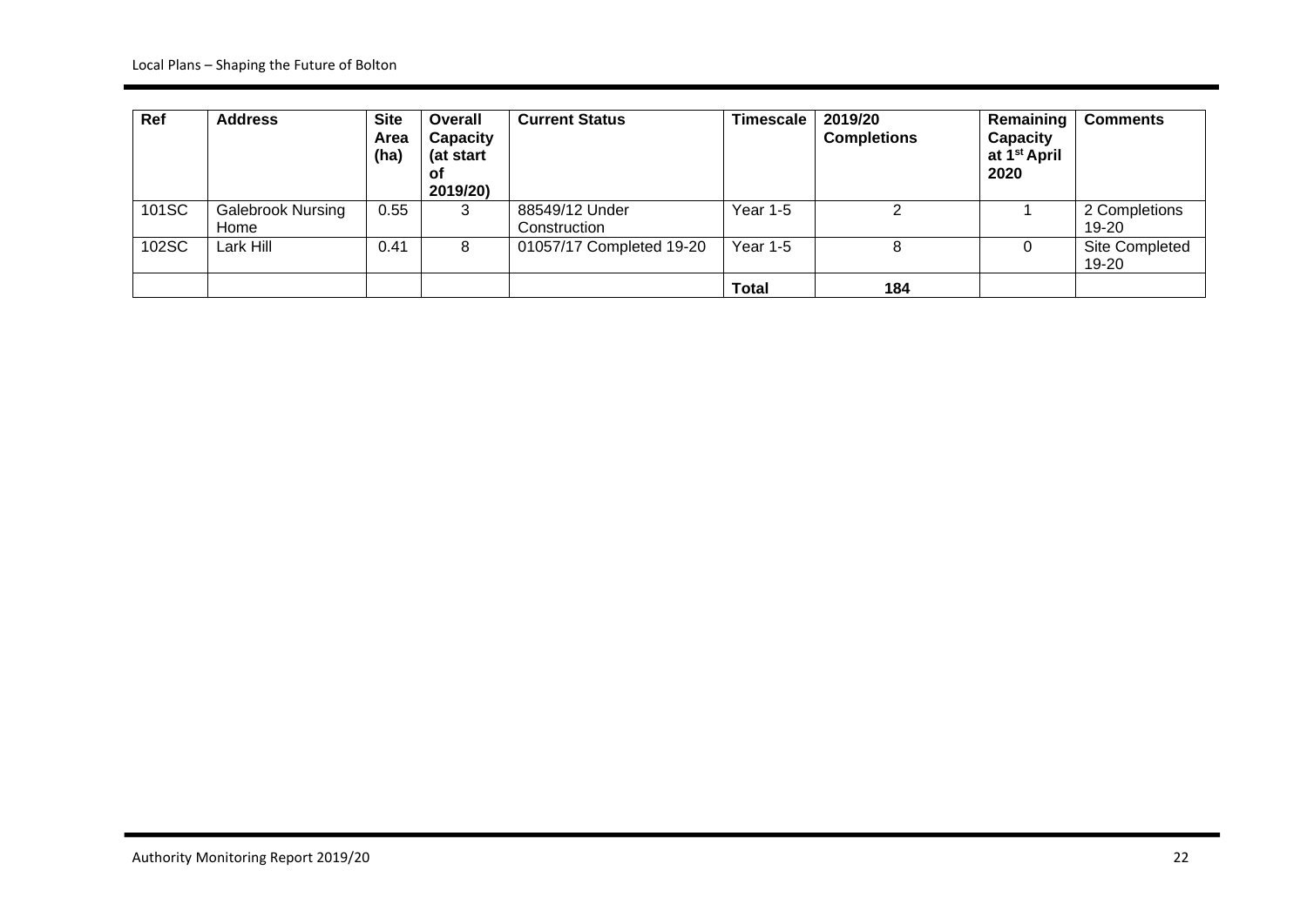| Ref | Address | Site Area (ha) | Overall Capacity (at start of 2019/20) | Current Status | Timescale | 2019/20 Completions | Remaining Capacity at 1st April 2020 | Comments |
|---|---|---|---|---|---|---|---|---|
| 101SC | Galebrook Nursing Home | 0.55 | 3 | 88549/12 Under Construction | Year 1-5 | 2 | 1 | 2 Completions 19-20 |
| 102SC | Lark Hill | 0.41 | 8 | 01057/17 Completed 19-20 | Year 1-5 | 8 | 0 | Site Completed 19-20 |
| | | | | | **Total** | **184** | | |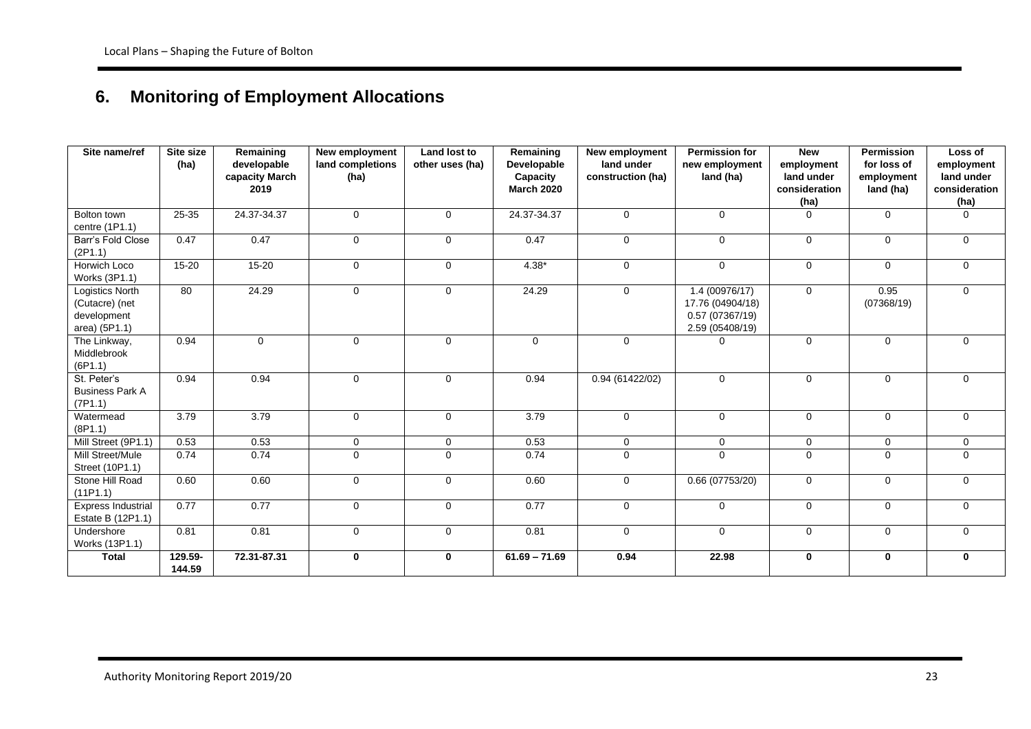## 6. Monitoring of Employment Allocations

| Site name/ref | Site size (ha) | Remaining developable capacity March 2019 | New employment land completions (ha) | Land lost to other uses (ha) | Remaining Developable Capacity March 2020 | New employment land under construction (ha) | Permission for new employment land (ha) | New employment land under consideration (ha) | Permission for loss of employment land (ha) | Loss of employment land under consideration (ha) |
|---|---|---|---|---|---|---|---|---|---|---|
| Bolton town centre (1P1.1) | 25-35 | 24.37-34.37 | 0 | 0 | 24.37-34.37 | 0 | 0 | 0 | 0 | 0 |
| Barr's Fold Close (2P1.1) | 0.47 | 0.47 | 0 | 0 | 0.47 | 0 | 0 | 0 | 0 | 0 |
| Horwich Loco Works (3P1.1) | 15-20 | 15-20 | 0 | 0 | 4.38* | 0 | 0 | 0 | 0 | 0 |
| Logistics North (Cutacre) (net development area) (5P1.1) | 80 | 24.29 | 0 | 0 | 24.29 | 0 | 1.4 (00976/17) 17.76 (04904/18) 0.57 (07367/19) 2.59 (05408/19) | 0 | 0.95 (07368/19) | 0 |
| The Linkway, Middlebrook (6P1.1) | 0.94 | 0 | 0 | 0 | 0 | 0 | 0 | 0 | 0 | 0 |
| St. Peter's Business Park A (7P1.1) | 0.94 | 0.94 | 0 | 0 | 0.94 | 0.94 (61422/02) | 0 | 0 | 0 | 0 |
| Watermead (8P1.1) | 3.79 | 3.79 | 0 | 0 | 3.79 | 0 | 0 | 0 | 0 | 0 |
| Mill Street (9P1.1) | 0.53 | 0.53 | 0 | 0 | 0.53 | 0 | 0 | 0 | 0 | 0 |
| Mill Street/Mule Street (10P1.1) | 0.74 | 0.74 | 0 | 0 | 0.74 | 0 | 0 | 0 | 0 | 0 |
| Stone Hill Road (11P1.1) | 0.60 | 0.60 | 0 | 0 | 0.60 | 0 | 0.66 (07753/20) | 0 | 0 | 0 |
| Express Industrial Estate B (12P1.1) | 0.77 | 0.77 | 0 | 0 | 0.77 | 0 | 0 | 0 | 0 | 0 |
| Undershore Works (13P1.1) | 0.81 | 0.81 | 0 | 0 | 0.81 | 0 | 0 | 0 | 0 | 0 |
| **Total** | **129.59-144.59** | **72.31-87.31** | **0** | **0** | **61.69 – 71.69** | **0.94** | **22.98** | **0** | **0** | **0** |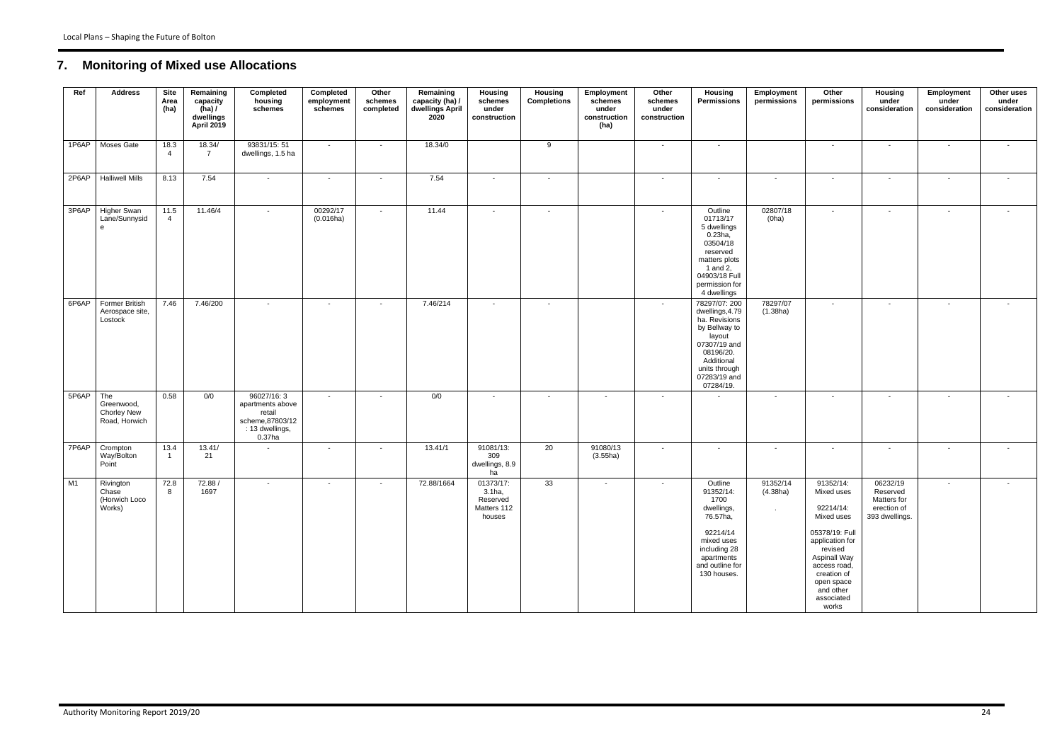## 7. Monitoring of Mixed use Allocations

| Ref | Address | Site Area (ha) | Remaining capacity (ha) / dwellings April 2019 | Completed housing schemes | Completed employment schemes | Other schemes completed | Remaining capacity (ha) / dwellings April 2020 | Housing schemes under construction | Housing Completions | Employment schemes under construction (ha) | Other schemes under construction | Housing Permissions | Employment permissions | Other permissions | Housing under consideration | Employment under consideration | Other uses under consideration |
|---|---|---|---|---|---|---|---|---|---|---|---|---|---|---|---|---|---|
| 1P6AP | Moses Gate | 18.34 | 18.34/ 7 | 93831/15: 51 dwellings, 1.5 ha | - | - | 18.34/0 | | 9 | | - | - | | - | - | - | - |
| 2P6AP | Halliwell Mills | 8.13 | 7.54 | - | - | - | 7.54 | - | - | | - | - | - | - | - | - | - |
| 3P6AP | Higher Swan Lane/Sunnyside | 11.54 | 11.46/4 | - | 00292/17 (0.016ha) | - | 11.44 | - | - | | - | Outline 01713/17 5 dwellings 0.23ha, 03504/18 reserved matters plots 1 and 2, 04903/18 Full permission for 4 dwellings | 02807/18 (0ha) | - | - | - | - |
| 6P6AP | Former British Aerospace site, Lostock | 7.46 | 7.46/200 | - | - | - | 7.46/214 | - | - | | - | 78297/07: 200 dwellings,4.79 ha. Revisions by Bellway to layout 07307/19 and 08196/20. Additional units through 07283/19 and 07284/19. | 78297/07 (1.38ha) | - | - | - | - |
| 5P6AP | The Greenwood, Chorley New Road, Horwich | 0.58 | 0/0 | 96027/16: 3 apartments above retail scheme,87803/12 : 13 dwellings, 0.37ha | - | - | 0/0 | - | - | - | - | - | - | - | - | - | - |
| 7P6AP | Crompton Way/Bolton Point | 13.41 | 13.41/ 21 | - | - | - | 13.41/1 | 91081/13: 309 dwellings, 8.9 ha | 20 | 91080/13 (3.55ha) | - | - | - | - | - | - | - |
| M1 | Rivington Chase (Horwich Loco Works) | 72.88 | 72.88 / 1697 | - | - | - | 72.88/1664 | 01373/17: 3.1ha, Reserved Matters 112 houses | 33 | - | - | Outline 91352/14: 1700 dwellings, 76.57ha, 92214/14 mixed uses including 28 apartments and outline for 130 houses. | 91352/14 (4.38ha) . | 91352/14: Mixed uses 92214/14: Mixed uses 05378/19: Full application for revised Aspinall Way access road, creation of open space and other associated works | 06232/19 Reserved Matters for erection of 393 dwellings. | - | - |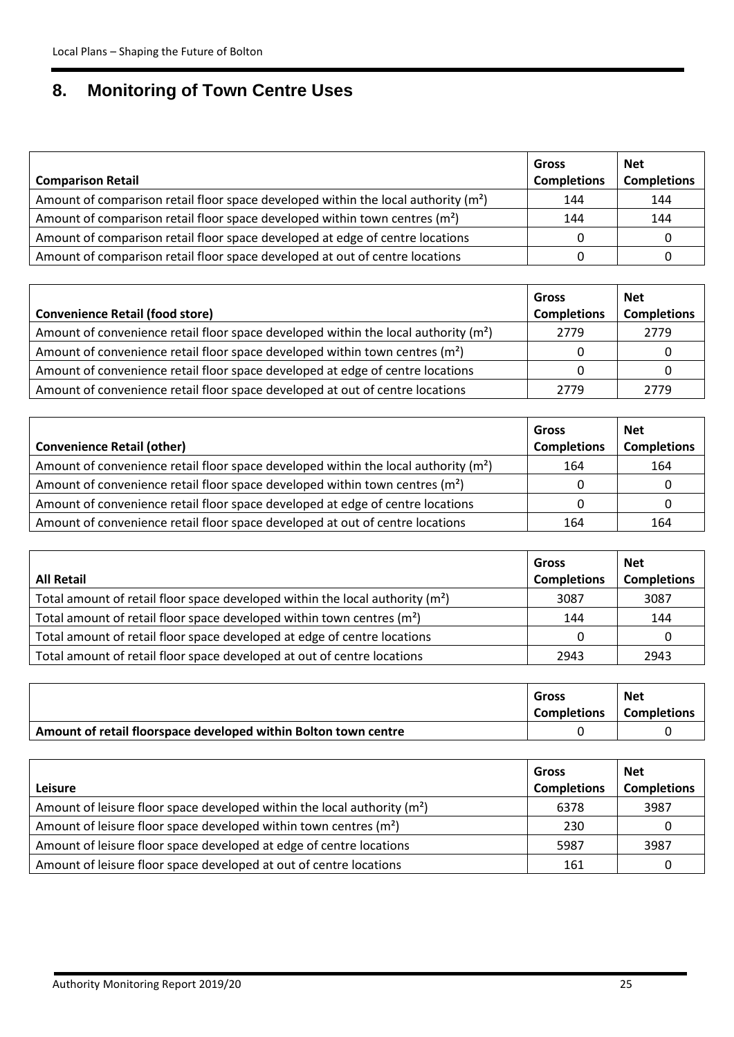## 8. Monitoring of Town Centre Uses

| Comparison Retail | Gross Completions | Net Completions |
|---|---|---|
| Amount of comparison retail floor space developed within the local authority (m²) | 144 | 144 |
| Amount of comparison retail floor space developed within town centres (m²) | 144 | 144 |
| Amount of comparison retail floor space developed at edge of centre locations | 0 | 0 |
| Amount of comparison retail floor space developed at out of centre locations | 0 | 0 |

| Convenience Retail (food store) | Gross Completions | Net Completions |
|---|---|---|
| Amount of convenience retail floor space developed within the local authority (m²) | 2779 | 2779 |
| Amount of convenience retail floor space developed within town centres (m²) | 0 | 0 |
| Amount of convenience retail floor space developed at edge of centre locations | 0 | 0 |
| Amount of convenience retail floor space developed at out of centre locations | 2779 | 2779 |

| Convenience Retail (other) | Gross Completions | Net Completions |
|---|---|---|
| Amount of convenience retail floor space developed within the local authority (m²) | 164 | 164 |
| Amount of convenience retail floor space developed within town centres (m²) | 0 | 0 |
| Amount of convenience retail floor space developed at edge of centre locations | 0 | 0 |
| Amount of convenience retail floor space developed at out of centre locations | 164 | 164 |

| All Retail | Gross Completions | Net Completions |
|---|---|---|
| Total amount of retail floor space developed within the local authority (m²) | 3087 | 3087 |
| Total amount of retail floor space developed within town centres (m²) | 144 | 144 |
| Total amount of retail floor space developed at edge of centre locations | 0 | 0 |
| Total amount of retail floor space developed at out of centre locations | 2943 | 2943 |

| | Gross Completions | Net Completions |
|---|---|---|
| **Amount of retail floorspace developed within Bolton town centre** | 0 | 0 |

| Leisure | Gross Completions | Net Completions |
|---|---|---|
| Amount of leisure floor space developed within the local authority (m²) | 6378 | 3987 |
| Amount of leisure floor space developed within town centres (m²) | 230 | 0 |
| Amount of leisure floor space developed at edge of centre locations | 5987 | 3987 |
| Amount of leisure floor space developed at out of centre locations | 161 | 0 |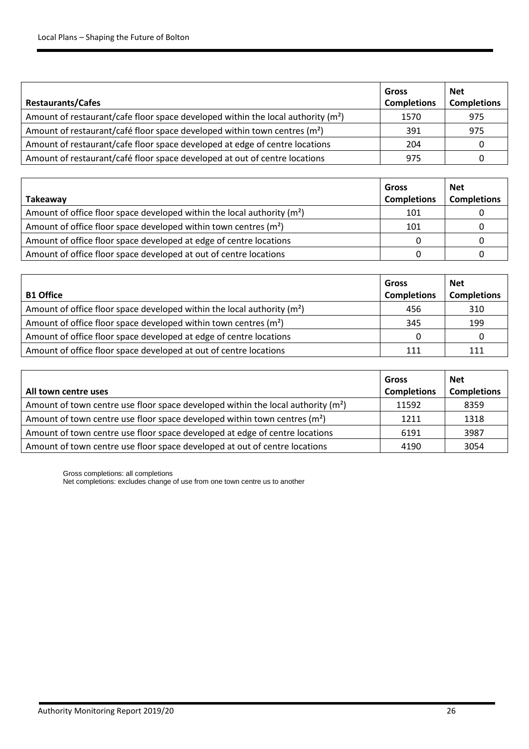| Restaurants/Cafes | Gross Completions | Net Completions |
|---|---|---|
| Amount of restaurant/cafe floor space developed within the local authority (m²) | 1570 | 975 |
| Amount of restaurant/café floor space developed within town centres (m²) | 391 | 975 |
| Amount of restaurant/cafe floor space developed at edge of centre locations | 204 | 0 |
| Amount of restaurant/café floor space developed at out of centre locations | 975 | 0 |

| Takeaway | Gross Completions | Net Completions |
|---|---|---|
| Amount of office floor space developed within the local authority (m²) | 101 | 0 |
| Amount of office floor space developed within town centres (m²) | 101 | 0 |
| Amount of office floor space developed at edge of centre locations | 0 | 0 |
| Amount of office floor space developed at out of centre locations | 0 | 0 |

| B1 Office | Gross Completions | Net Completions |
|---|---|---|
| Amount of office floor space developed within the local authority (m²) | 456 | 310 |
| Amount of office floor space developed within town centres (m²) | 345 | 199 |
| Amount of office floor space developed at edge of centre locations | 0 | 0 |
| Amount of office floor space developed at out of centre locations | 111 | 111 |

| All town centre uses | Gross Completions | Net Completions |
|---|---|---|
| Amount of town centre use floor space developed within the local authority (m²) | 11592 | 8359 |
| Amount of town centre use floor space developed within town centres (m²) | 1211 | 1318 |
| Amount of town centre use floor space developed at edge of centre locations | 6191 | 3987 |
| Amount of town centre use floor space developed at out of centre locations | 4190 | 3054 |

Gross completions: all completions
Net completions: excludes change of use from one town centre us to another